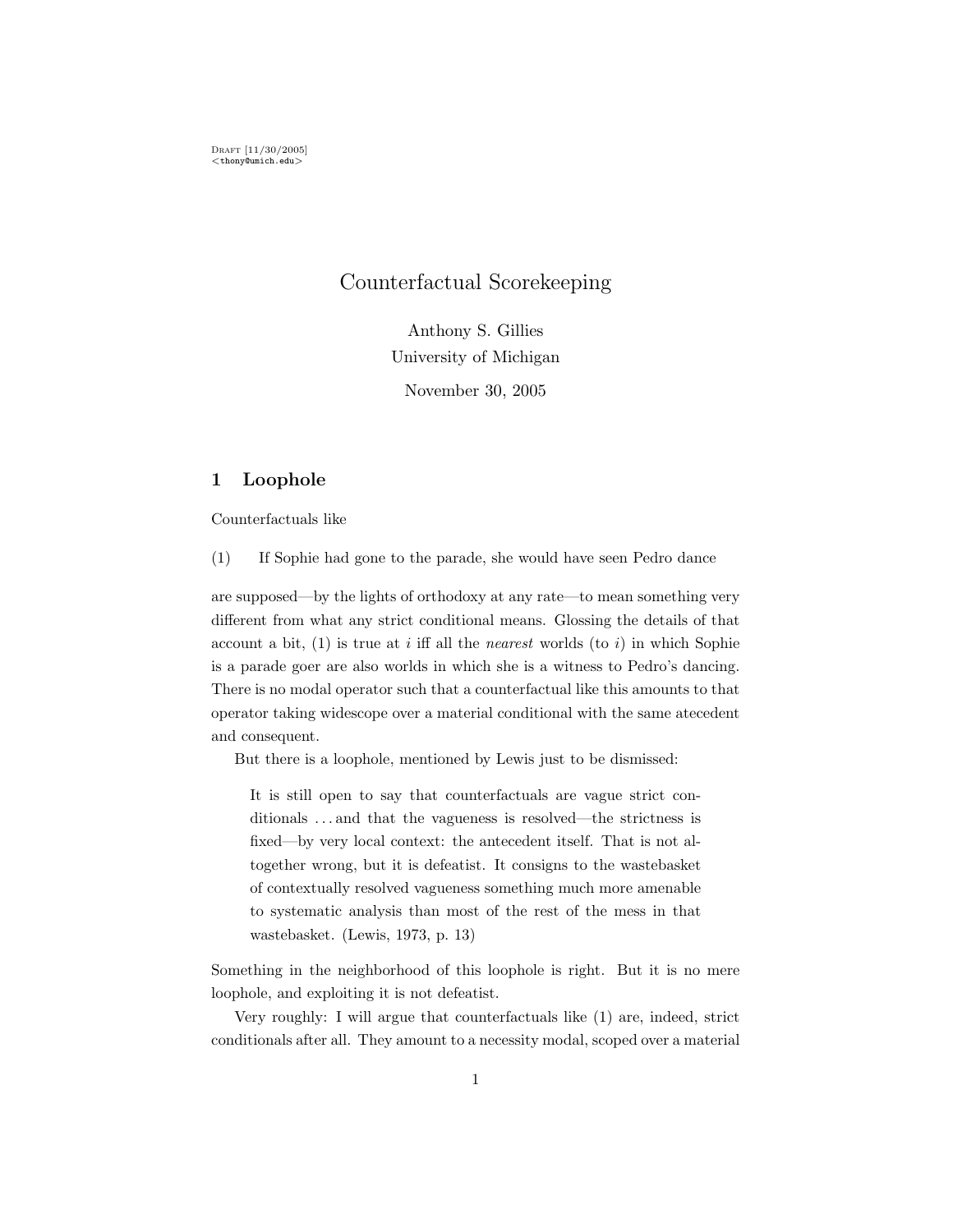Draft [11/30/2005]
<thony@umich.edu>

# Counterfactual Scorekeeping

Anthony S. Gillies
University of Michigan

November 30, 2005

## 1 Loophole

Counterfactuals like

(1) If Sophie had gone to the parade, she would have seen Pedro dance

are supposed—by the lights of orthodoxy at any rate—to mean something very different from what any strict conditional means. Glossing the details of that account a bit, (1) is true at $i$ iff all the *nearest* worlds (to $i$) in which Sophie is a parade goer are also worlds in which she is a witness to Pedro's dancing. There is no modal operator such that a counterfactual like this amounts to that operator taking widescope over a material conditional with the same atecedent and consequent.

But there is a loophole, mentioned by Lewis just to be dismissed:

> It is still open to say that counterfactuals are vague strict conditionals ... and that the vagueness is resolved—the strictness is fixed—by very local context: the antecedent itself. That is not altogether wrong, but it is defeatist. It consigns to the wastebasket of contextually resolved vagueness something much more amenable to systematic analysis than most of the rest of the mess in that wastebasket. (Lewis, 1973, p. 13)

Something in the neighborhood of this loophole is right. But it is no mere loophole, and exploiting it is not defeatist.

Very roughly: I will argue that counterfactuals like (1) are, indeed, strict conditionals after all. They amount to a necessity modal, scoped over a material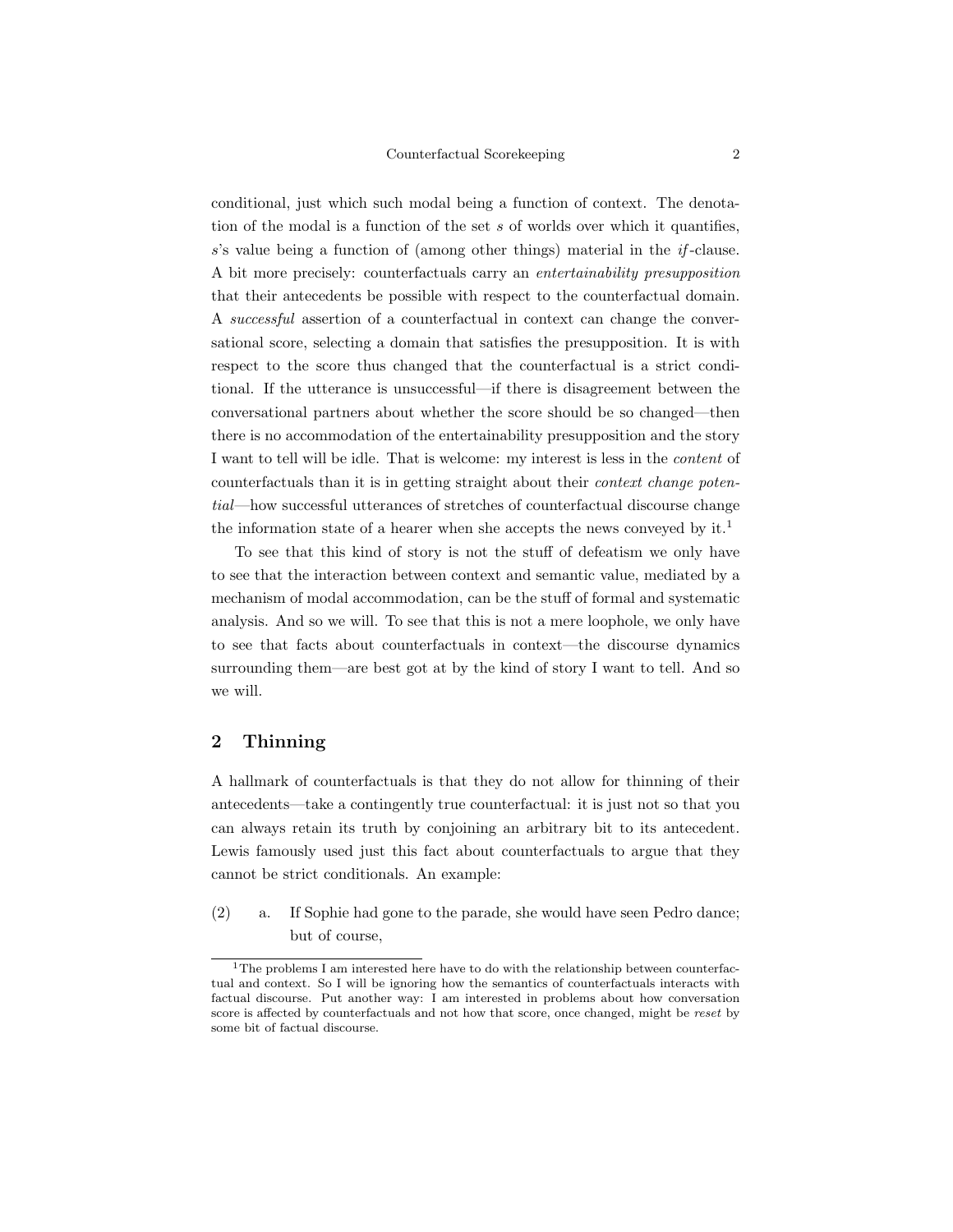conditional, just which such modal being a function of context. The denotation of the modal is a function of the set $s$ of worlds over which it quantifies, $s$'s value being a function of (among other things) material in the *if*-clause. A bit more precisely: counterfactuals carry an *entertainability presupposition* that their antecedents be possible with respect to the counterfactual domain. A *successful* assertion of a counterfactual in context can change the conversational score, selecting a domain that satisfies the presupposition. It is with respect to the score thus changed that the counterfactual is a strict conditional. If the utterance is unsuccessful—if there is disagreement between the conversational partners about whether the score should be so changed—then there is no accommodation of the entertainability presupposition and the story I want to tell will be idle. That is welcome: my interest is less in the *content* of counterfactuals than it is in getting straight about their *context change potential*—how successful utterances of stretches of counterfactual discourse change the information state of a hearer when she accepts the news conveyed by it.[1]

To see that this kind of story is not the stuff of defeatism we only have to see that the interaction between context and semantic value, mediated by a mechanism of modal accommodation, can be the stuff of formal and systematic analysis. And so we will. To see that this is not a mere loophole, we only have to see that facts about counterfactuals in context—the discourse dynamics surrounding them—are best got at by the kind of story I want to tell. And so we will.

## 2 Thinning

A hallmark of counterfactuals is that they do not allow for thinning of their antecedents—take a contingently true counterfactual: it is just not so that you can always retain its truth by conjoining an arbitrary bit to its antecedent. Lewis famously used just this fact about counterfactuals to argue that they cannot be strict conditionals. An example:

(2) a. If Sophie had gone to the parade, she would have seen Pedro dance; but of course,

[1] The problems I am interested here have to do with the relationship between counterfactual and context. So I will be ignoring how the semantics of counterfactuals interacts with factual discourse. Put another way: I am interested in problems about how conversation score is affected by counterfactuals and not how that score, once changed, might be *reset* by some bit of factual discourse.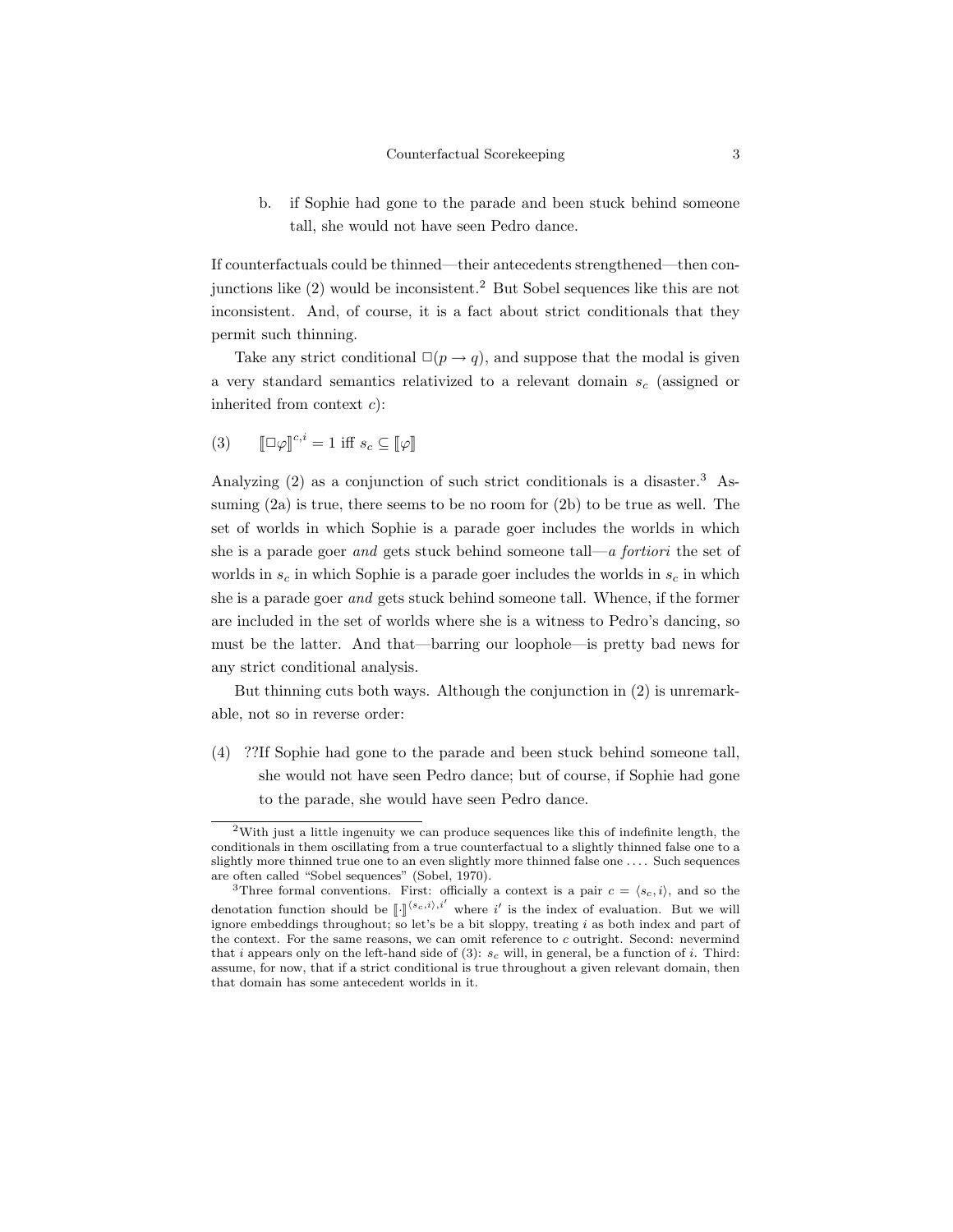b. if Sophie had gone to the parade and been stuck behind someone tall, she would not have seen Pedro dance.

If counterfactuals could be thinned—their antecedents strengthened—then conjunctions like (2) would be inconsistent.[2] But Sobel sequences like this are not inconsistent. And, of course, it is a fact about strict conditionals that they permit such thinning.

Take any strict conditional $\Box(p \rightarrow q)$, and suppose that the modal is given a very standard semantics relativized to a relevant domain $s_c$ (assigned or inherited from context $c$):

(3) $[\![\Box\varphi]\!]^{c,i} = 1$ iff $s_c \subseteq [\![\varphi]\!]$

Analyzing (2) as a conjunction of such strict conditionals is a disaster.[3] Assuming (2a) is true, there seems to be no room for (2b) to be true as well. The set of worlds in which Sophie is a parade goer includes the worlds in which she is a parade goer *and* gets stuck behind someone tall—*a fortiori* the set of worlds in $s_c$ in which Sophie is a parade goer includes the worlds in $s_c$ in which she is a parade goer *and* gets stuck behind someone tall. Whence, if the former are included in the set of worlds where she is a witness to Pedro's dancing, so must be the latter. And that—barring our loophole—is pretty bad news for any strict conditional analysis.

But thinning cuts both ways. Although the conjunction in (2) is unremarkable, not so in reverse order:

(4) ??If Sophie had gone to the parade and been stuck behind someone tall, she would not have seen Pedro dance; but of course, if Sophie had gone to the parade, she would have seen Pedro dance.

[2] With just a little ingenuity we can produce sequences like this of indefinite length, the conditionals in them oscillating from a true counterfactual to a slightly thinned false one to a slightly more thinned true one to an even slightly more thinned false one .... Such sequences are often called "Sobel sequences" (Sobel, 1970).

[3] Three formal conventions. First: officially a context is a pair $c = \langle s_c, i\rangle$, and so the denotation function should be $[\![\cdot]\!]^{\langle s_c,i\rangle,i'}$ where $i'$ is the index of evaluation. But we will ignore embeddings throughout; so let's be a bit sloppy, treating $i$ as both index and part of the context. For the same reasons, we can omit reference to $c$ outright. Second: nevermind that $i$ appears only on the left-hand side of (3): $s_c$ will, in general, be a function of $i$. Third: assume, for now, that if a strict conditional is true throughout a given relevant domain, then that domain has some antecedent worlds in it.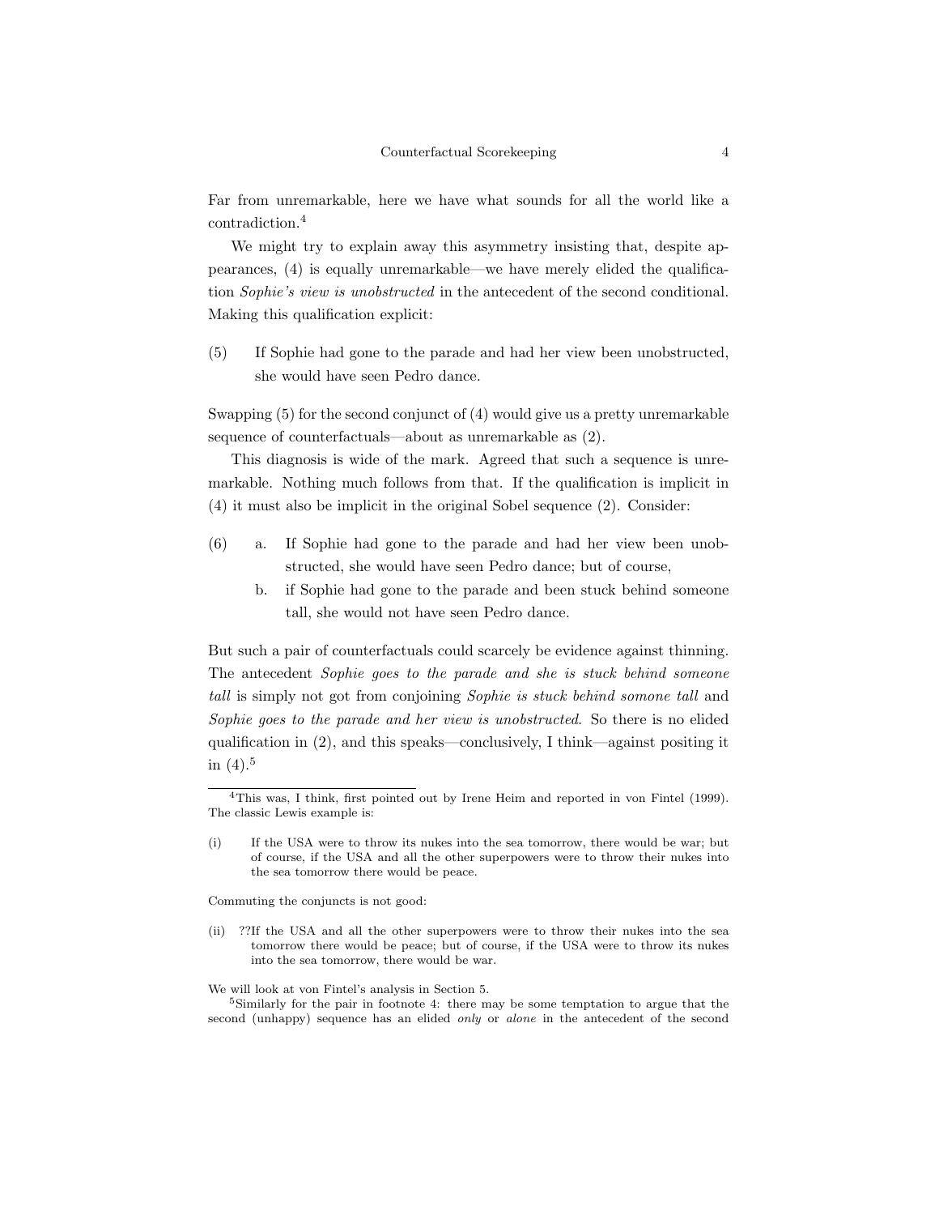Far from unremarkable, here we have what sounds for all the world like a contradiction.[4]

We might try to explain away this asymmetry insisting that, despite appearances, (4) is equally unremarkable—we have merely elided the qualification *Sophie's view is unobstructed* in the antecedent of the second conditional. Making this qualification explicit:

(5) If Sophie had gone to the parade and had her view been unobstructed, she would have seen Pedro dance.

Swapping (5) for the second conjunct of (4) would give us a pretty unremarkable sequence of counterfactuals—about as unremarkable as (2).

This diagnosis is wide of the mark. Agreed that such a sequence is unremarkable. Nothing much follows from that. If the qualification is implicit in (4) it must also be implicit in the original Sobel sequence (2). Consider:

(6) a. If Sophie had gone to the parade and had her view been unobstructed, she would have seen Pedro dance; but of course,

b. if Sophie had gone to the parade and been stuck behind someone tall, she would not have seen Pedro dance.

But such a pair of counterfactuals could scarcely be evidence against thinning. The antecedent *Sophie goes to the parade and she is stuck behind someone tall* is simply not got from conjoining *Sophie is stuck behind somone tall* and *Sophie goes to the parade and her view is unobstructed*. So there is no elided qualification in (2), and this speaks—conclusively, I think—against positing it in (4).[5]

---

[4]This was, I think, first pointed out by Irene Heim and reported in von Fintel (1999). The classic Lewis example is:

(i) If the USA were to throw its nukes into the sea tomorrow, there would be war; but of course, if the USA and all the other superpowers were to throw their nukes into the sea tomorrow there would be peace.

Commuting the conjuncts is not good:

(ii) ??If the USA and all the other superpowers were to throw their nukes into the sea tomorrow there would be peace; but of course, if the USA were to throw its nukes into the sea tomorrow, there would be war.

We will look at von Fintel's analysis in Section 5.

[5]Similarly for the pair in footnote 4: there may be some temptation to argue that the second (unhappy) sequence has an elided *only* or *alone* in the antecedent of the second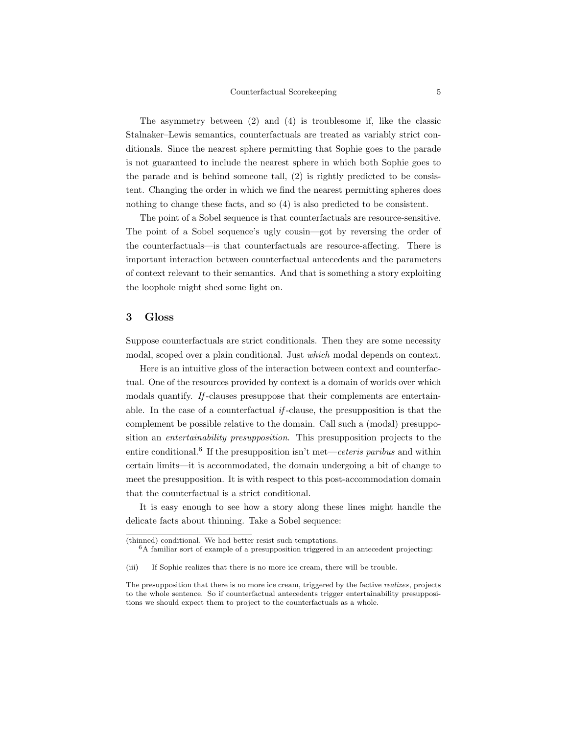The asymmetry between (2) and (4) is troublesome if, like the classic Stalnaker–Lewis semantics, counterfactuals are treated as variably strict conditionals. Since the nearest sphere permitting that Sophie goes to the parade is not guaranteed to include the nearest sphere in which both Sophie goes to the parade and is behind someone tall, (2) is rightly predicted to be consistent. Changing the order in which we find the nearest permitting spheres does nothing to change these facts, and so (4) is also predicted to be consistent.

The point of a Sobel sequence is that counterfactuals are resource-sensitive. The point of a Sobel sequence's ugly cousin—got by reversing the order of the counterfactuals—is that counterfactuals are resource-affecting. There is important interaction between counterfactual antecedents and the parameters of context relevant to their semantics. And that is something a story exploiting the loophole might shed some light on.

## 3 Gloss

Suppose counterfactuals are strict conditionals. Then they are some necessity modal, scoped over a plain conditional. Just *which* modal depends on context.

Here is an intuitive gloss of the interaction between context and counterfactual. One of the resources provided by context is a domain of worlds over which modals quantify. *If*-clauses presuppose that their complements are entertainable. In the case of a counterfactual *if*-clause, the presupposition is that the complement be possible relative to the domain. Call such a (modal) presupposition an *entertainability presupposition*. This presupposition projects to the entire conditional.[6] If the presupposition isn't met—*ceteris paribus* and within certain limits—it is accommodated, the domain undergoing a bit of change to meet the presupposition. It is with respect to this post-accommodation domain that the counterfactual is a strict conditional.

It is easy enough to see how a story along these lines might handle the delicate facts about thinning. Take a Sobel sequence:

---

(thinned) conditional. We had better resist such temptations.

[6] A familiar sort of example of a presupposition triggered in an antecedent projecting:

(iii) If Sophie realizes that there is no more ice cream, there will be trouble.

The presupposition that there is no more ice cream, triggered by the factive *realizes*, projects to the whole sentence. So if counterfactual antecedents trigger entertainability presuppositions we should expect them to project to the counterfactuals as a whole.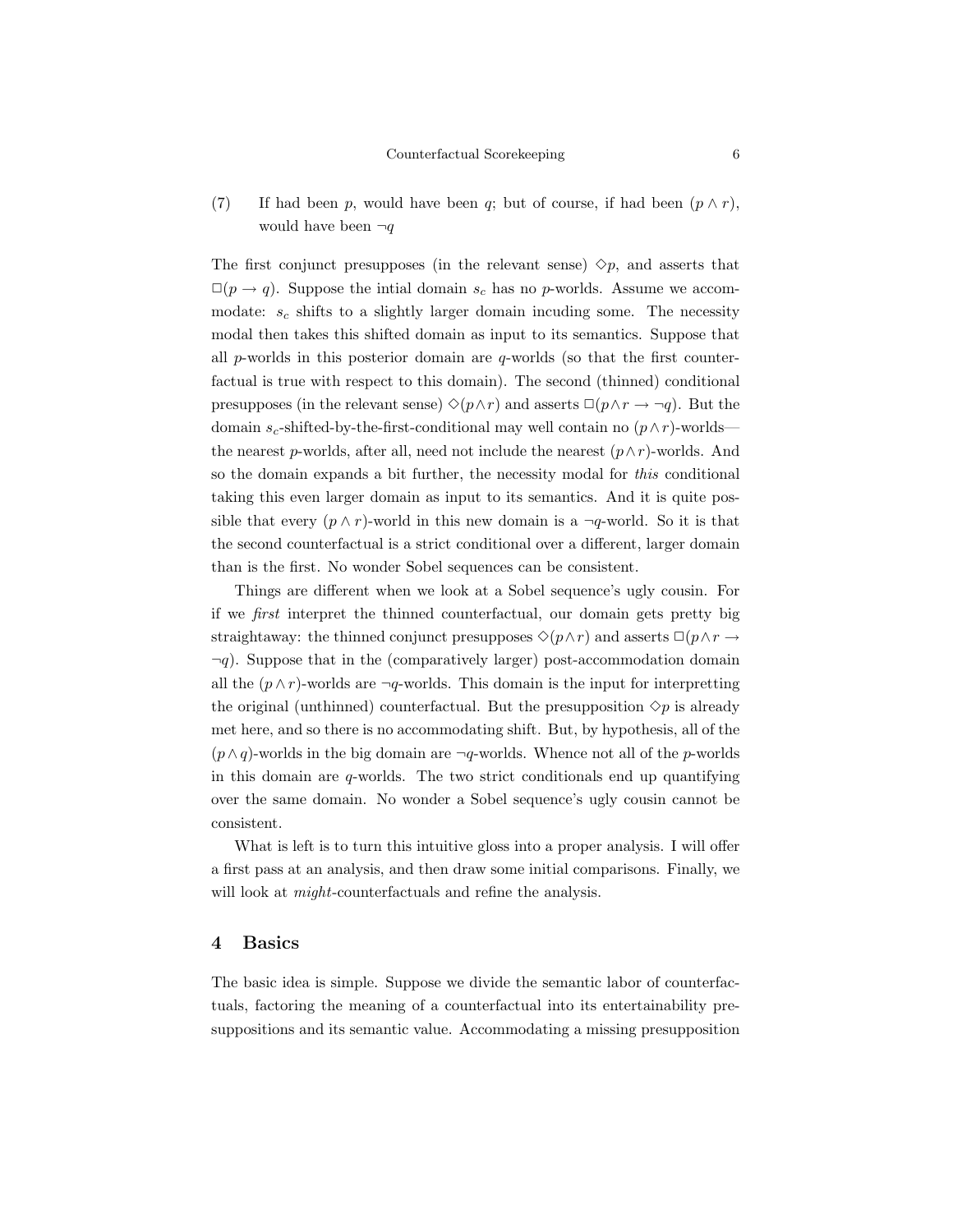(7) If had been $p$, would have been $q$; but of course, if had been $(p \wedge r)$, would have been $\neg q$

The first conjunct presupposes (in the relevant sense) $\Diamond p$, and asserts that $\Box(p \rightarrow q)$. Suppose the intial domain $s_c$ has no $p$-worlds. Assume we accommodate: $s_c$ shifts to a slightly larger domain incuding some. The necessity modal then takes this shifted domain as input to its semantics. Suppose that all $p$-worlds in this posterior domain are $q$-worlds (so that the first counterfactual is true with respect to this domain). The second (thinned) conditional presupposes (in the relevant sense) $\Diamond(p \wedge r)$ and asserts $\Box(p \wedge r \rightarrow \neg q)$. But the domain $s_c$-shifted-by-the-first-conditional may well contain no $(p \wedge r)$-worlds—the nearest $p$-worlds, after all, need not include the nearest $(p \wedge r)$-worlds. And so the domain expands a bit further, the necessity modal for *this* conditional taking this even larger domain as input to its semantics. And it is quite possible that every $(p \wedge r)$-world in this new domain is a $\neg q$-world. So it is that the second counterfactual is a strict conditional over a different, larger domain than is the first. No wonder Sobel sequences can be consistent.

Things are different when we look at a Sobel sequence's ugly cousin. For if we *first* interpret the thinned counterfactual, our domain gets pretty big straightaway: the thinned conjunct presupposes $\Diamond(p \wedge r)$ and asserts $\Box(p \wedge r \rightarrow \neg q)$. Suppose that in the (comparatively larger) post-accommodation domain all the $(p \wedge r)$-worlds are $\neg q$-worlds. This domain is the input for interpretting the original (unthinned) counterfactual. But the presupposition $\Diamond p$ is already met here, and so there is no accommodating shift. But, by hypothesis, all of the $(p \wedge q)$-worlds in the big domain are $\neg q$-worlds. Whence not all of the $p$-worlds in this domain are $q$-worlds. The two strict conditionals end up quantifying over the same domain. No wonder a Sobel sequence's ugly cousin cannot be consistent.

What is left is to turn this intuitive gloss into a proper analysis. I will offer a first pass at an analysis, and then draw some initial comparisons. Finally, we will look at *might*-counterfactuals and refine the analysis.

## 4 Basics

The basic idea is simple. Suppose we divide the semantic labor of counterfactuals, factoring the meaning of a counterfactual into its entertainability presuppositions and its semantic value. Accommodating a missing presupposition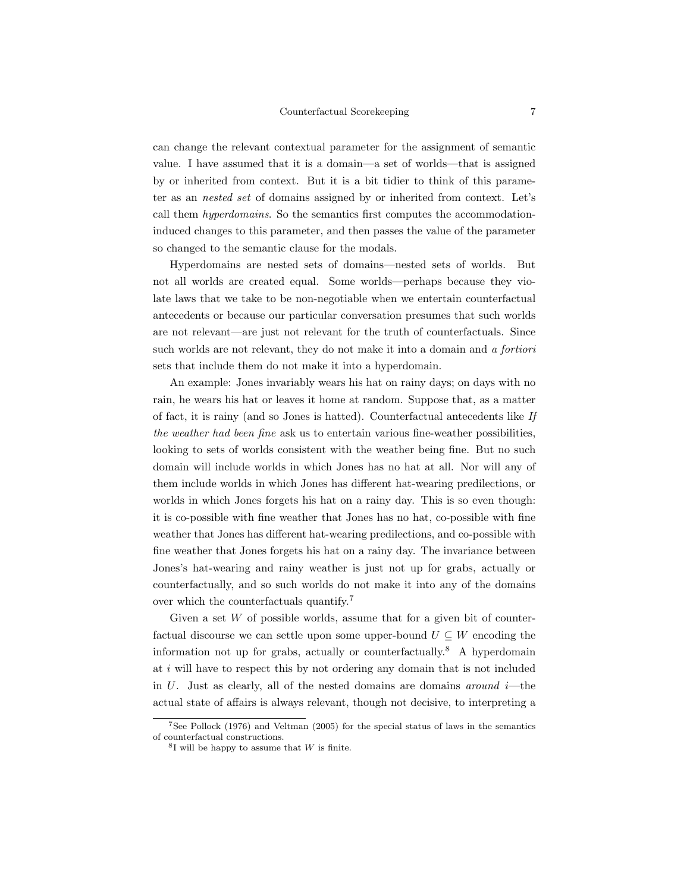can change the relevant contextual parameter for the assignment of semantic value. I have assumed that it is a domain—a set of worlds—that is assigned by or inherited from context. But it is a bit tidier to think of this parameter as an *nested set* of domains assigned by or inherited from context. Let's call them *hyperdomains*. So the semantics first computes the accommodation-induced changes to this parameter, and then passes the value of the parameter so changed to the semantic clause for the modals.

Hyperdomains are nested sets of domains—nested sets of worlds. But not all worlds are created equal. Some worlds—perhaps because they violate laws that we take to be non-negotiable when we entertain counterfactual antecedents or because our particular conversation presumes that such worlds are not relevant—are just not relevant for the truth of counterfactuals. Since such worlds are not relevant, they do not make it into a domain and *a fortiori* sets that include them do not make it into a hyperdomain.

An example: Jones invariably wears his hat on rainy days; on days with no rain, he wears his hat or leaves it home at random. Suppose that, as a matter of fact, it is rainy (and so Jones is hatted). Counterfactual antecedents like *If the weather had been fine* ask us to entertain various fine-weather possibilities, looking to sets of worlds consistent with the weather being fine. But no such domain will include worlds in which Jones has no hat at all. Nor will any of them include worlds in which Jones has different hat-wearing predilections, or worlds in which Jones forgets his hat on a rainy day. This is so even though: it is co-possible with fine weather that Jones has no hat, co-possible with fine weather that Jones has different hat-wearing predilections, and co-possible with fine weather that Jones forgets his hat on a rainy day. The invariance between Jones's hat-wearing and rainy weather is just not up for grabs, actually or counterfactually, and so such worlds do not make it into any of the domains over which the counterfactuals quantify.[7]

Given a set $W$ of possible worlds, assume that for a given bit of counterfactual discourse we can settle upon some upper-bound $U \subseteq W$ encoding the information not up for grabs, actually or counterfactually.[8] A hyperdomain at $i$ will have to respect this by not ordering any domain that is not included in $U$. Just as clearly, all of the nested domains are domains *around* $i$—the actual state of affairs is always relevant, though not decisive, to interpreting a

---

[7] See Pollock (1976) and Veltman (2005) for the special status of laws in the semantics of counterfactual constructions.

[8] I will be happy to assume that $W$ is finite.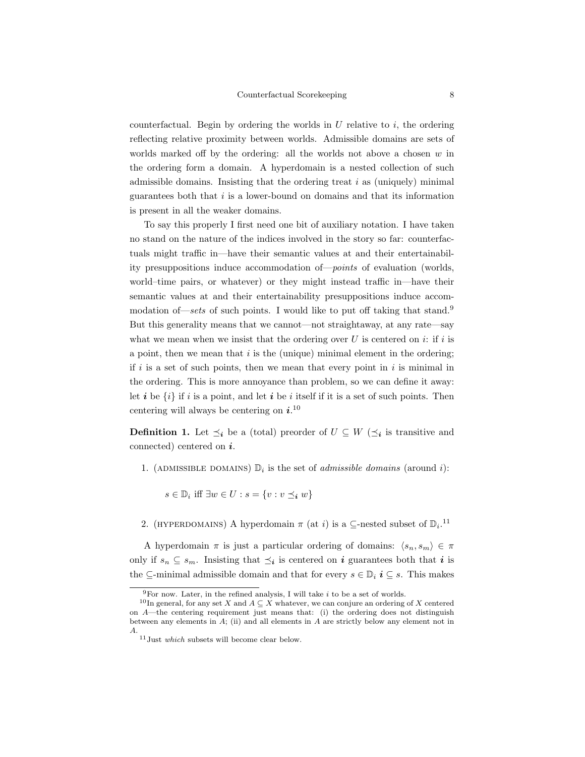counterfactual. Begin by ordering the worlds in $U$ relative to $i$, the ordering reflecting relative proximity between worlds. Admissible domains are sets of worlds marked off by the ordering: all the worlds not above a chosen $w$ in the ordering form a domain. A hyperdomain is a nested collection of such admissible domains. Insisting that the ordering treat $i$ as (uniquely) minimal guarantees both that $i$ is a lower-bound on domains and that its information is present in all the weaker domains.

To say this properly I first need one bit of auxiliary notation. I have taken no stand on the nature of the indices involved in the story so far: counterfactuals might traffic in—have their semantic values at and their entertainability presuppositions induce accommodation of—*points* of evaluation (worlds, world–time pairs, or whatever) or they might instead traffic in—have their semantic values at and their entertainability presuppositions induce accommodation of—*sets* of such points. I would like to put off taking that stand.[9] But this generality means that we cannot—not straightaway, at any rate—say what we mean when we insist that the ordering over $U$ is centered on $i$: if $i$ is a point, then we mean that $i$ is the (unique) minimal element in the ordering; if $i$ is a set of such points, then we mean that every point in $i$ is minimal in the ordering. This is more annoyance than problem, so we can define it away: let $\boldsymbol{i}$ be $\{i\}$ if $i$ is a point, and let $\boldsymbol{i}$ be $i$ itself if it is a set of such points. Then centering will always be centering on $\boldsymbol{i}$.[10]

**Definition 1.** Let $\preceq_{\boldsymbol{i}}$ be a (total) preorder of $U \subseteq W$ ($\preceq_{\boldsymbol{i}}$ is transitive and connected) centered on $\boldsymbol{i}$.

1. (ADMISSIBLE DOMAINS) $\mathbb{D}_i$ is the set of *admissible domains* (around $i$):

   $s \in \mathbb{D}_i$ iff $\exists w \in U : s = \{v : v \preceq_{\boldsymbol{i}} w\}$

2. (HYPERDOMAINS) A hyperdomain $\pi$ (at $i$) is a $\subseteq$-nested subset of $\mathbb{D}_i$.[11]

A hyperdomain $\pi$ is just a particular ordering of domains: $\langle s_n, s_m \rangle \in \pi$ only if $s_n \subseteq s_m$. Insisting that $\preceq_{\boldsymbol{i}}$ is centered on $\boldsymbol{i}$ guarantees both that $\boldsymbol{i}$ is the $\subseteq$-minimal admissible domain and that for every $s \in \mathbb{D}_i$ $\boldsymbol{i} \subseteq s$. This makes

---

[9] For now. Later, in the refined analysis, I will take $i$ to be a set of worlds.

[10] In general, for any set $X$ and $A \subseteq X$ whatever, we can conjure an ordering of $X$ centered on $A$—the centering requirement just means that: (i) the ordering does not distinguish between any elements in $A$; (ii) and all elements in $A$ are strictly below any element not in $A$.

[11] Just *which* subsets will become clear below.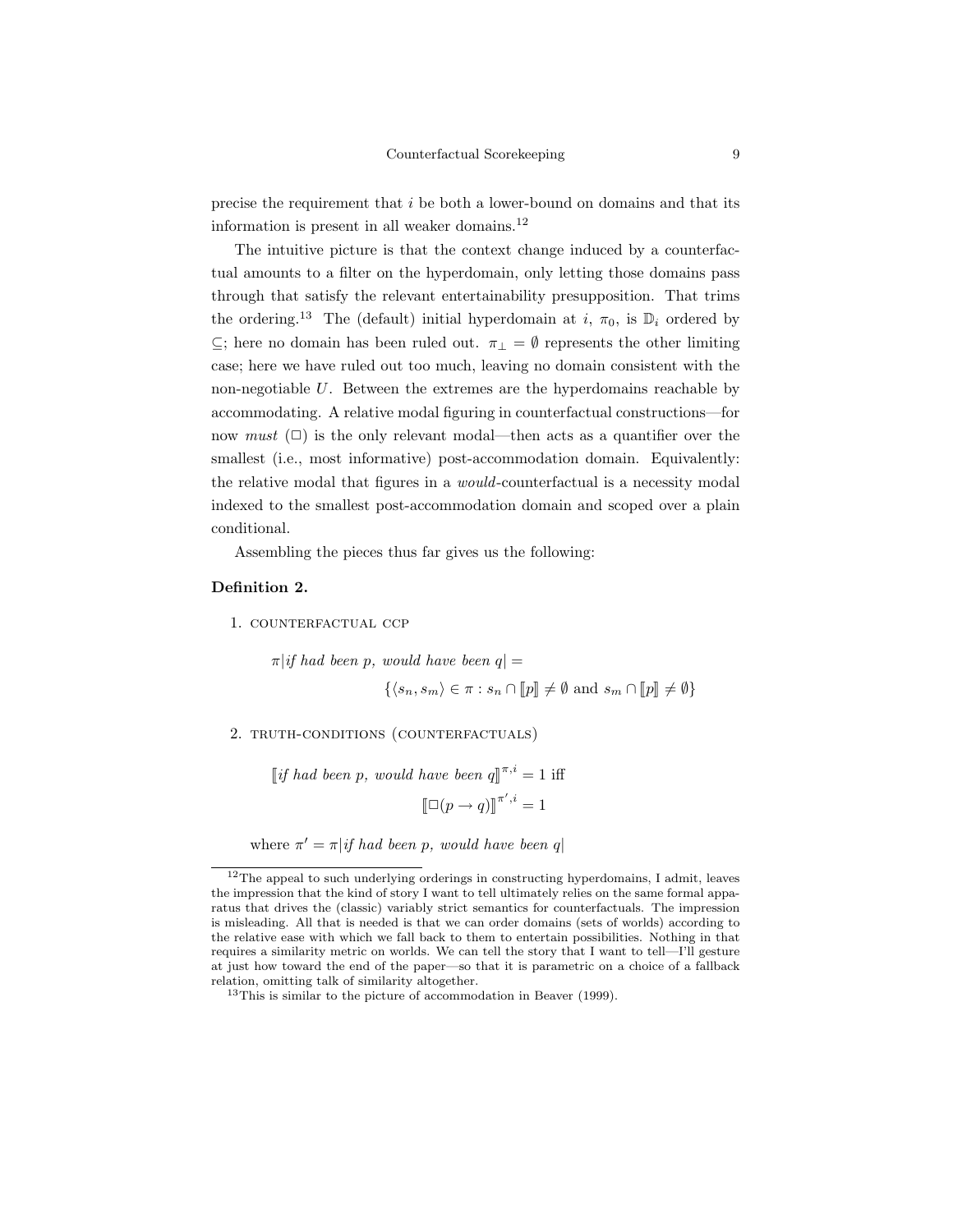precise the requirement that $i$ be both a lower-bound on domains and that its information is present in all weaker domains.[12]

The intuitive picture is that the context change induced by a counterfactual amounts to a filter on the hyperdomain, only letting those domains pass through that satisfy the relevant entertainability presupposition. That trims the ordering.[13] The (default) initial hyperdomain at $i$, $\pi_0$, is $\mathbb{D}_i$ ordered by $\subseteq$; here no domain has been ruled out. $\pi_\perp = \emptyset$ represents the other limiting case; here we have ruled out too much, leaving no domain consistent with the non-negotiable $U$. Between the extremes are the hyperdomains reachable by accommodating. A relative modal figuring in counterfactual constructions—for now *must* ($\Box$) is the only relevant modal—then acts as a quantifier over the smallest (i.e., most informative) post-accommodation domain. Equivalently: the relative modal that figures in a *would*-counterfactual is a necessity modal indexed to the smallest post-accommodation domain and scoped over a plain conditional.

Assembling the pieces thus far gives us the following:

**Definition 2.**

1. COUNTERFACTUAL CCP

$$\pi|\textit{if had been } p, \textit{ would have been } q| =$$
$$\{\langle s_n, s_m\rangle \in \pi : s_n \cap [\![p]\!] \neq \emptyset \text{ and } s_m \cap [\![p]\!] \neq \emptyset\}$$

2. TRUTH-CONDITIONS (COUNTERFACTUALS)

$$[\![\textit{if had been } p, \textit{ would have been } q]\!]^{\pi,i} = 1 \text{ iff}$$
$$[\![\Box(p \rightarrow q)]\!]^{\pi',i} = 1$$

where $\pi' = \pi|\textit{if had been } p, \textit{ would have been } q|$

---

[12] The appeal to such underlying orderings in constructing hyperdomains, I admit, leaves the impression that the kind of story I want to tell ultimately relies on the same formal apparatus that drives the (classic) variably strict semantics for counterfactuals. The impression is misleading. All that is needed is that we can order domains (sets of worlds) according to the relative ease with which we fall back to them to entertain possibilities. Nothing in that requires a similarity metric on worlds. We can tell the story that I want to tell—I'll gesture at just how toward the end of the paper—so that it is parametric on a choice of a fallback relation, omitting talk of similarity altogether.

[13] This is similar to the picture of accommodation in Beaver (1999).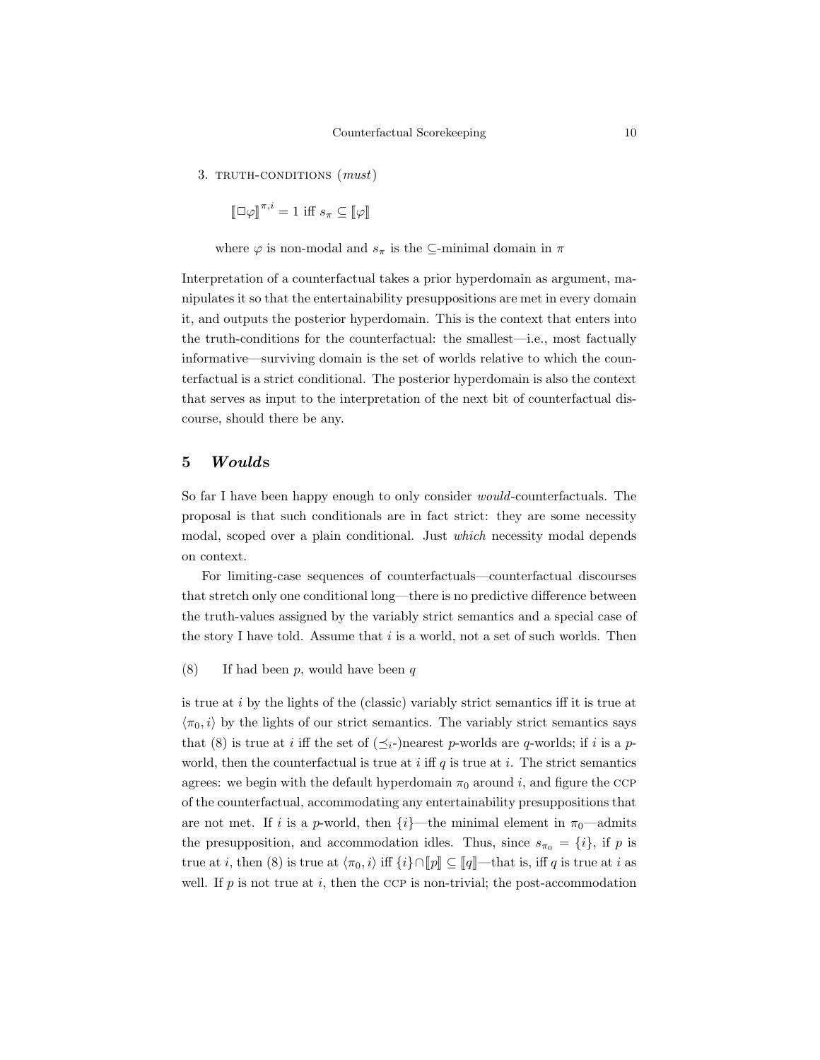3. TRUTH-CONDITIONS (*must*)

$$[\![\Box\varphi]\!]^{\pi,i} = 1 \text{ iff } s_\pi \subseteq [\![\varphi]\!]$$

where $\varphi$ is non-modal and $s_\pi$ is the $\subseteq$-minimal domain in $\pi$

Interpretation of a counterfactual takes a prior hyperdomain as argument, manipulates it so that the entertainability presuppositions are met in every domain it, and outputs the posterior hyperdomain. This is the context that enters into the truth-conditions for the counterfactual: the smallest—i.e., most factually informative—surviving domain is the set of worlds relative to which the counterfactual is a strict conditional. The posterior hyperdomain is also the context that serves as input to the interpretation of the next bit of counterfactual discourse, should there be any.

## 5 *Would*s

So far I have been happy enough to only consider *would*-counterfactuals. The proposal is that such conditionals are in fact strict: they are some necessity modal, scoped over a plain conditional. Just *which* necessity modal depends on context.

For limiting-case sequences of counterfactuals—counterfactual discourses that stretch only one conditional long—there is no predictive difference between the truth-values assigned by the variably strict semantics and a special case of the story I have told. Assume that $i$ is a world, not a set of such worlds. Then

(8) If had been $p$, would have been $q$

is true at $i$ by the lights of the (classic) variably strict semantics iff it is true at $\langle \pi_0, i\rangle$ by the lights of our strict semantics. The variably strict semantics says that (8) is true at $i$ iff the set of ($\preceq_i$-)nearest $p$-worlds are $q$-worlds; if $i$ is a $p$-world, then the counterfactual is true at $i$ iff $q$ is true at $i$. The strict semantics agrees: we begin with the default hyperdomain $\pi_0$ around $i$, and figure the CCP of the counterfactual, accommodating any entertainability presuppositions that are not met. If $i$ is a $p$-world, then $\{i\}$—the minimal element in $\pi_0$—admits the presupposition, and accommodation idles. Thus, since $s_{\pi_0} = \{i\}$, if $p$ is true at $i$, then (8) is true at $\langle \pi_0, i\rangle$ iff $\{i\} \cap [\![p]\!] \subseteq [\![q]\!]$—that is, iff $q$ is true at $i$ as well. If $p$ is not true at $i$, then the CCP is non-trivial; the post-accommodation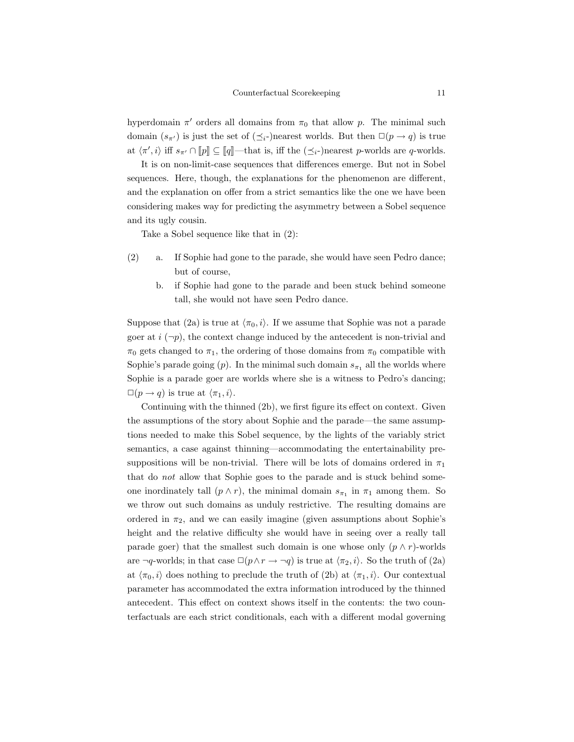hyperdomain $\pi'$ orders all domains from $\pi_0$ that allow $p$. The minimal such domain ($s_{\pi'}$) is just the set of ($\preceq_i$-)nearest worlds. But then $\Box(p \to q)$ is true at $\langle \pi', i \rangle$ iff $s_{\pi'} \cap [\![p]\!] \subseteq [\![q]\!]$—that is, iff the ($\preceq_i$-)nearest $p$-worlds are $q$-worlds.

It is on non-limit-case sequences that differences emerge. But not in Sobel sequences. Here, though, the explanations for the phenomenon are different, and the explanation on offer from a strict semantics like the one we have been considering makes way for predicting the asymmetry between a Sobel sequence and its ugly cousin.

Take a Sobel sequence like that in (2):

(2) a. If Sophie had gone to the parade, she would have seen Pedro dance; but of course,

  b. if Sophie had gone to the parade and been stuck behind someone tall, she would not have seen Pedro dance.

Suppose that (2a) is true at $\langle \pi_0, i \rangle$. If we assume that Sophie was not a parade goer at $i$ ($\neg p$), the context change induced by the antecedent is non-trivial and $\pi_0$ gets changed to $\pi_1$, the ordering of those domains from $\pi_0$ compatible with Sophie's parade going ($p$). In the minimal such domain $s_{\pi_1}$ all the worlds where Sophie is a parade goer are worlds where she is a witness to Pedro's dancing; $\Box(p \to q)$ is true at $\langle \pi_1, i \rangle$.

Continuing with the thinned (2b), we first figure its effect on context. Given the assumptions of the story about Sophie and the parade—the same assumptions needed to make this Sobel sequence, by the lights of the variably strict semantics, a case against thinning—accommodating the entertainability presuppositions will be non-trivial. There will be lots of domains ordered in $\pi_1$ that do *not* allow that Sophie goes to the parade and is stuck behind someone inordinately tall ($p \wedge r$), the minimal domain $s_{\pi_1}$ in $\pi_1$ among them. So we throw out such domains as unduly restrictive. The resulting domains are ordered in $\pi_2$, and we can easily imagine (given assumptions about Sophie's height and the relative difficulty she would have in seeing over a really tall parade goer) that the smallest such domain is one whose only ($p \wedge r$)-worlds are $\neg q$-worlds; in that case $\Box(p \wedge r \to \neg q)$ is true at $\langle \pi_2, i \rangle$. So the truth of (2a) at $\langle \pi_0, i \rangle$ does nothing to preclude the truth of (2b) at $\langle \pi_1, i \rangle$. Our contextual parameter has accommodated the extra information introduced by the thinned antecedent. This effect on context shows itself in the contents: the two counterfactuals are each strict conditionals, each with a different modal governing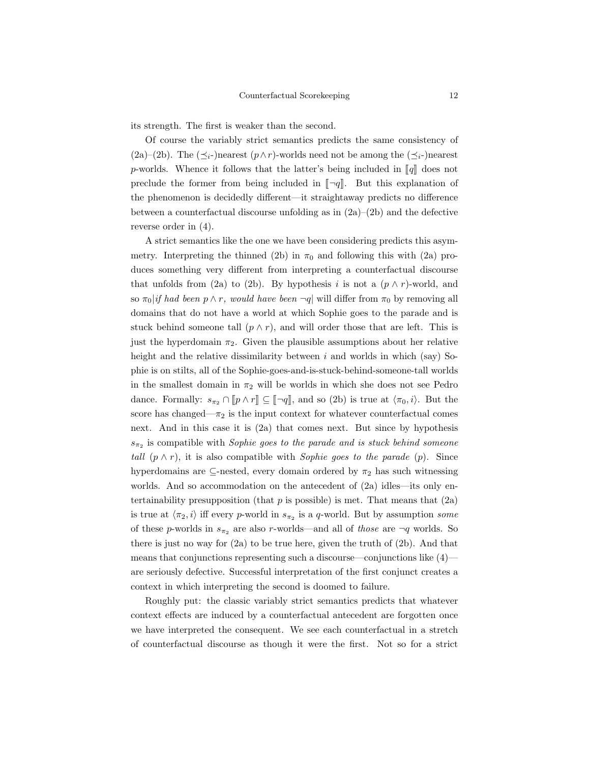its strength. The first is weaker than the second.

Of course the variably strict semantics predicts the same consistency of (2a)–(2b). The ($\preceq_i$-)nearest $(p \wedge r)$-worlds need not be among the ($\preceq_i$-)nearest $p$-worlds. Whence it follows that the latter's being included in $[\![q]\!]$ does not preclude the former from being included in $[\![\neg q]\!]$. But this explanation of the phenomenon is decidedly different—it straightaway predicts no difference between a counterfactual discourse unfolding as in (2a)–(2b) and the defective reverse order in (4).

A strict semantics like the one we have been considering predicts this asymmetry. Interpreting the thinned (2b) in $\pi_0$ and following this with (2a) produces something very different from interpreting a counterfactual discourse that unfolds from (2a) to (2b). By hypothesis $i$ is not a $(p \wedge r)$-world, and so $\pi_0|$*if had been* $p \wedge r$*, would have been* $\neg q|$ will differ from $\pi_0$ by removing all domains that do not have a world at which Sophie goes to the parade and is stuck behind someone tall $(p \wedge r)$, and will order those that are left. This is just the hyperdomain $\pi_2$. Given the plausible assumptions about her relative height and the relative dissimilarity between $i$ and worlds in which (say) Sophie is on stilts, all of the Sophie-goes-and-is-stuck-behind-someone-tall worlds in the smallest domain in $\pi_2$ will be worlds in which she does not see Pedro dance. Formally: $s_{\pi_2} \cap [\![p \wedge r]\!] \subseteq [\![\neg q]\!]$, and so (2b) is true at $\langle \pi_0, i \rangle$. But the score has changed—$\pi_2$ is the input context for whatever counterfactual comes next. And in this case it is (2a) that comes next. But since by hypothesis $s_{\pi_2}$ is compatible with *Sophie goes to the parade and is stuck behind someone tall* $(p \wedge r)$, it is also compatible with *Sophie goes to the parade* $(p)$. Since hyperdomains are $\subseteq$-nested, every domain ordered by $\pi_2$ has such witnessing worlds. And so accommodation on the antecedent of (2a) idles—its only entertainability presupposition (that $p$ is possible) is met. That means that (2a) is true at $\langle \pi_2, i \rangle$ iff every $p$-world in $s_{\pi_2}$ is a $q$-world. But by assumption *some* of these $p$-worlds in $s_{\pi_2}$ are also $r$-worlds—and all of *those* are $\neg q$ worlds. So there is just no way for (2a) to be true here, given the truth of (2b). And that means that conjunctions representing such a discourse—conjunctions like (4)—are seriously defective. Successful interpretation of the first conjunct creates a context in which interpreting the second is doomed to failure.

Roughly put: the classic variably strict semantics predicts that whatever context effects are induced by a counterfactual antecedent are forgotten once we have interpreted the consequent. We see each counterfactual in a stretch of counterfactual discourse as though it were the first. Not so for a strict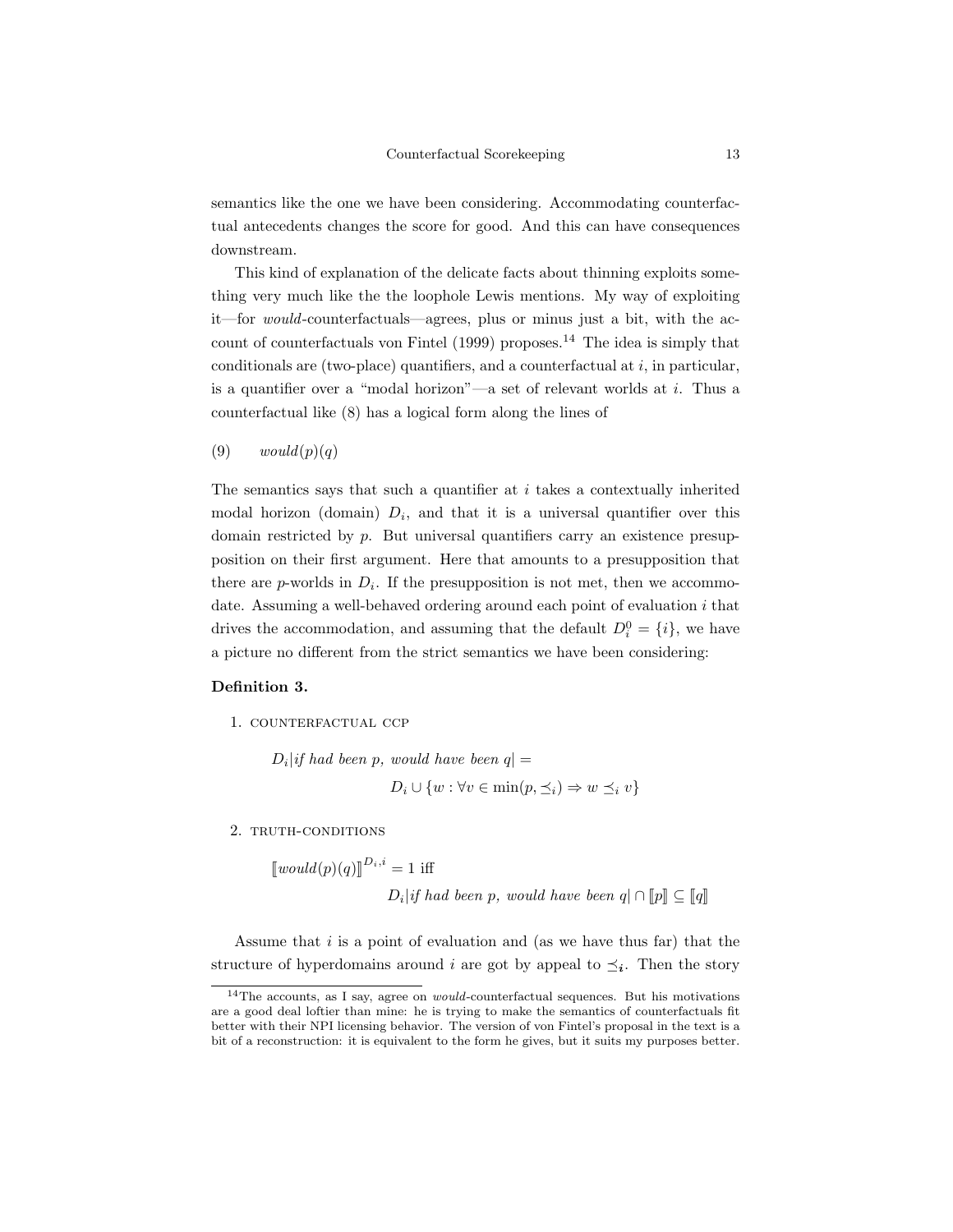semantics like the one we have been considering. Accommodating counterfactual antecedents changes the score for good. And this can have consequences downstream.

This kind of explanation of the delicate facts about thinning exploits something very much like the the loophole Lewis mentions. My way of exploiting it—for *would*-counterfactuals—agrees, plus or minus just a bit, with the account of counterfactuals von Fintel (1999) proposes.[14] The idea is simply that conditionals are (two-place) quantifiers, and a counterfactual at $i$, in particular, is a quantifier over a "modal horizon"—a set of relevant worlds at $i$. Thus a counterfactual like (8) has a logical form along the lines of

(9) $would(p)(q)$

The semantics says that such a quantifier at $i$ takes a contextually inherited modal horizon (domain) $D_i$, and that it is a universal quantifier over this domain restricted by $p$. But universal quantifiers carry an existence presupposition on their first argument. Here that amounts to a presupposition that there are $p$-worlds in $D_i$. If the presupposition is not met, then we accommodate. Assuming a well-behaved ordering around each point of evaluation $i$ that drives the accommodation, and assuming that the default $D_i^0 = \{i\}$, we have a picture no different from the strict semantics we have been considering:

**Definition 3.**

1. COUNTERFACTUAL CCP

$$D_i|\textit{if had been p, would have been q}| =$$
$$D_i \cup \{w : \forall v \in \min(p, \preceq_i) \Rightarrow w \preceq_i v\}$$

2. TRUTH-CONDITIONS

$$[\![would(p)(q)]\!]^{D_i,i} = 1 \text{ iff}$$
$$D_i|\textit{if had been p, would have been q}| \cap [\![p]\!] \subseteq [\![q]\!]$$

Assume that $i$ is a point of evaluation and (as we have thus far) that the structure of hyperdomains around $i$ are got by appeal to $\preceq_{\boldsymbol{i}}$. Then the story

[14]The accounts, as I say, agree on *would*-counterfactual sequences. But his motivations are a good deal loftier than mine: he is trying to make the semantics of counterfactuals fit better with their NPI licensing behavior. The version of von Fintel's proposal in the text is a bit of a reconstruction: it is equivalent to the form he gives, but it suits my purposes better.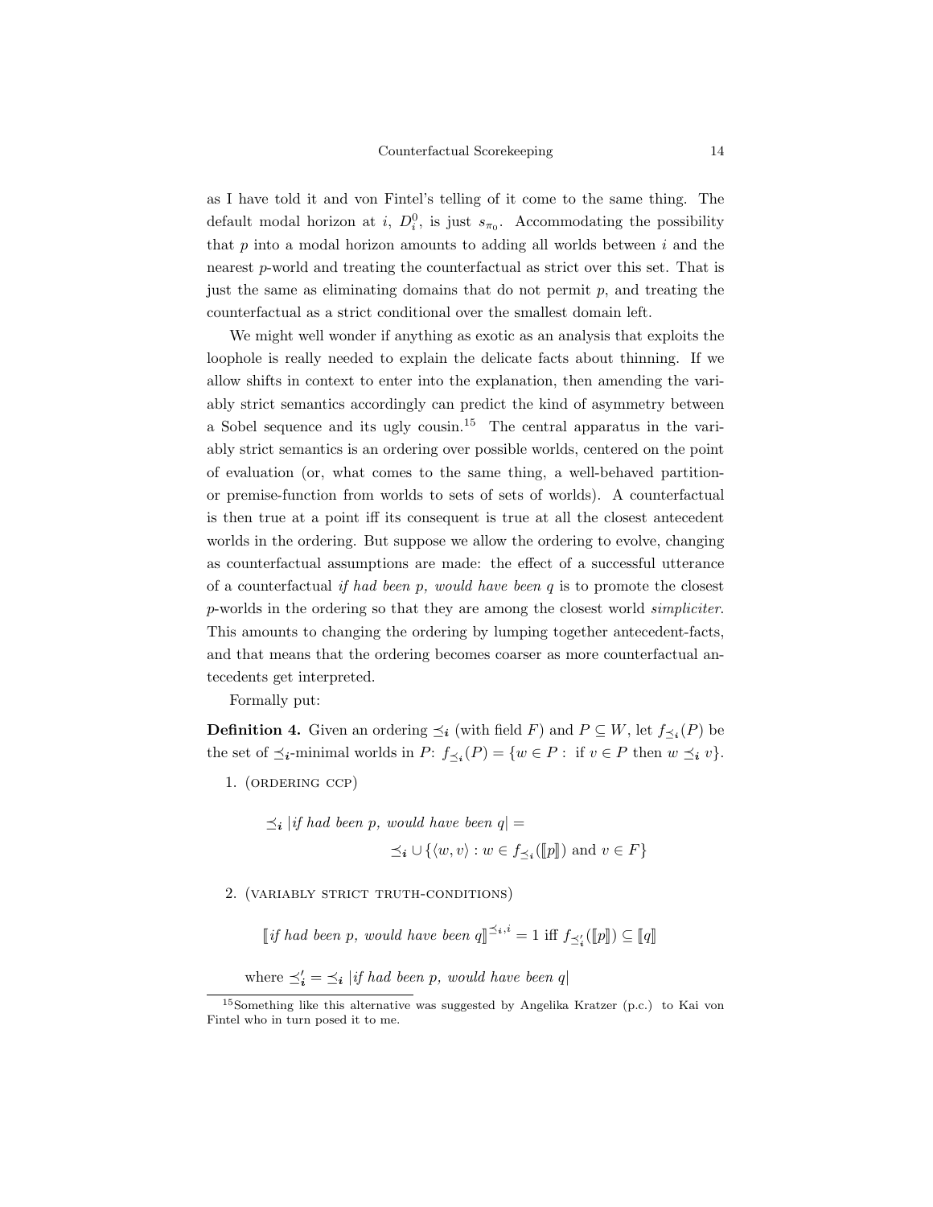as I have told it and von Fintel's telling of it come to the same thing. The default modal horizon at $i$, $D_i^0$, is just $s_{\pi_0}$. Accommodating the possibility that $p$ into a modal horizon amounts to adding all worlds between $i$ and the nearest $p$-world and treating the counterfactual as strict over this set. That is just the same as eliminating domains that do not permit $p$, and treating the counterfactual as a strict conditional over the smallest domain left.

We might well wonder if anything as exotic as an analysis that exploits the loophole is really needed to explain the delicate facts about thinning. If we allow shifts in context to enter into the explanation, then amending the variably strict semantics accordingly can predict the kind of asymmetry between a Sobel sequence and its ugly cousin.[15] The central apparatus in the variably strict semantics is an ordering over possible worlds, centered on the point of evaluation (or, what comes to the same thing, a well-behaved partition- or premise-function from worlds to sets of sets of worlds). A counterfactual is then true at a point iff its consequent is true at all the closest antecedent worlds in the ordering. But suppose we allow the ordering to evolve, changing as counterfactual assumptions are made: the effect of a successful utterance of a counterfactual *if had been p, would have been q* is to promote the closest $p$-worlds in the ordering so that they are among the closest world *simpliciter*. This amounts to changing the ordering by lumping together antecedent-facts, and that means that the ordering becomes coarser as more counterfactual antecedents get interpreted.

Formally put:

**Definition 4.** Given an ordering $\preceq_i$ (with field $F$) and $P \subseteq W$, let $f_{\preceq_i}(P)$ be the set of $\preceq_i$-minimal worlds in $P$: $f_{\preceq_i}(P) = \{w \in P : \text{ if } v \in P \text{ then } w \preceq_i v\}$.

1. (ORDERING CCP)

$$\preceq_i |\textit{if had been p, would have been q}| = \preceq_i \cup \{\langle w, v\rangle : w \in f_{\preceq_i}([\![p]\!]) \text{ and } v \in F\}$$

2. (VARIABLY STRICT TRUTH-CONDITIONS)

$$[\![\textit{if had been p, would have been q}]\!]^{\preceq_i, i} = 1 \text{ iff } f_{\preceq'_i}([\![p]\!]) \subseteq [\![q]\!]$$

where $\preceq'_i = \preceq_i |\textit{if had been p, would have been q}|$

[15] Something like this alternative was suggested by Angelika Kratzer (p.c.) to Kai von Fintel who in turn posed it to me.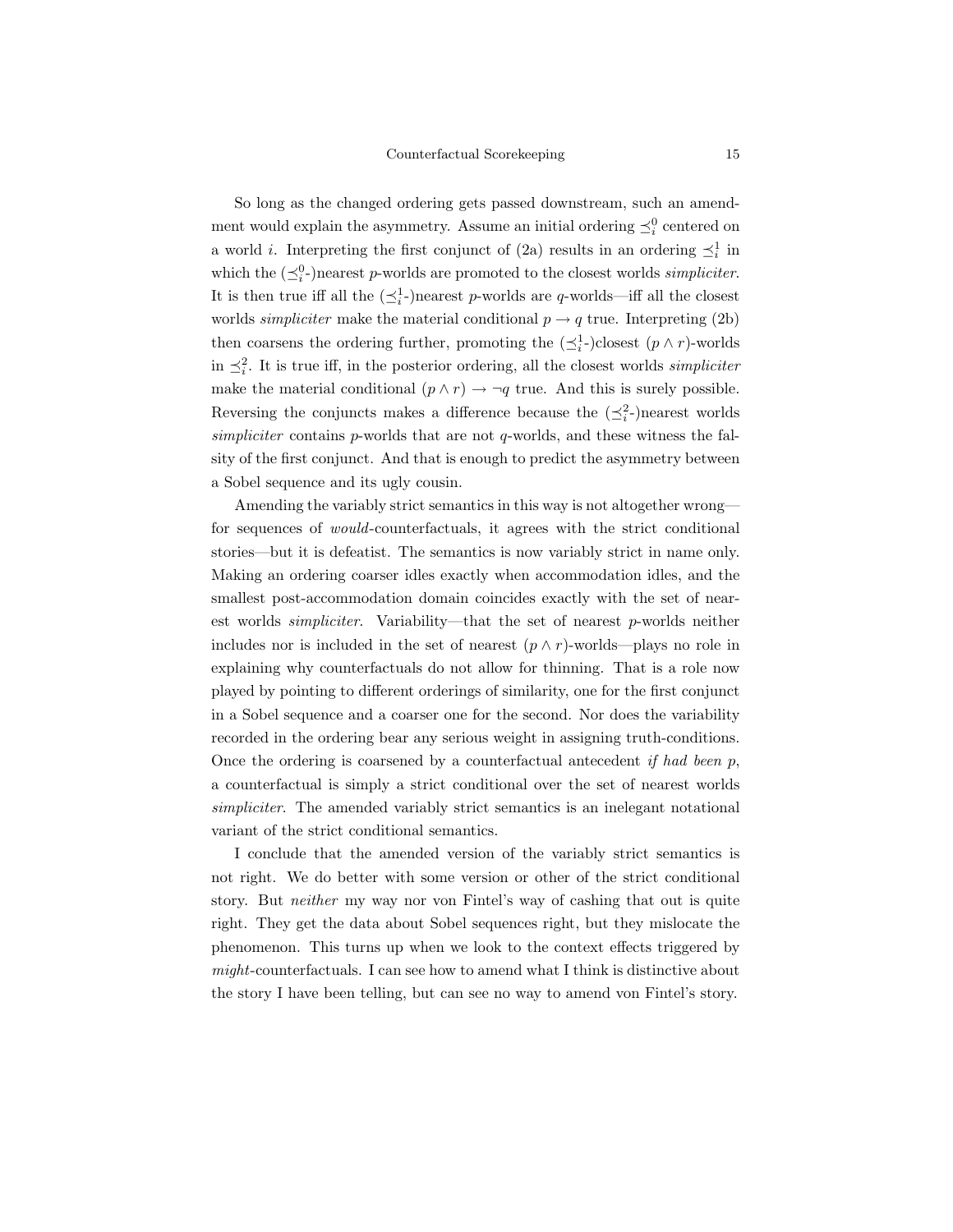So long as the changed ordering gets passed downstream, such an amendment would explain the asymmetry. Assume an initial ordering $\preceq_i^0$ centered on a world $i$. Interpreting the first conjunct of (2a) results in an ordering $\preceq_i^1$ in which the ($\preceq_i^0$-)nearest $p$-worlds are promoted to the closest worlds *simpliciter*. It is then true iff all the ($\preceq_i^1$-)nearest $p$-worlds are $q$-worlds—iff all the closest worlds *simpliciter* make the material conditional $p \rightarrow q$ true. Interpreting (2b) then coarsens the ordering further, promoting the ($\preceq_i^1$-)closest $(p \wedge r)$-worlds in $\preceq_i^2$. It is true iff, in the posterior ordering, all the closest worlds *simpliciter* make the material conditional $(p \wedge r) \rightarrow \neg q$ true. And this is surely possible. Reversing the conjuncts makes a difference because the ($\preceq_i^2$-)nearest worlds *simpliciter* contains $p$-worlds that are not $q$-worlds, and these witness the falsity of the first conjunct. And that is enough to predict the asymmetry between a Sobel sequence and its ugly cousin.

Amending the variably strict semantics in this way is not altogether wrong—for sequences of *would*-counterfactuals, it agrees with the strict conditional stories—but it is defeatist. The semantics is now variably strict in name only. Making an ordering coarser idles exactly when accommodation idles, and the smallest post-accommodation domain coincides exactly with the set of nearest worlds *simpliciter*. Variability—that the set of nearest $p$-worlds neither includes nor is included in the set of nearest $(p \wedge r)$-worlds—plays no role in explaining why counterfactuals do not allow for thinning. That is a role now played by pointing to different orderings of similarity, one for the first conjunct in a Sobel sequence and a coarser one for the second. Nor does the variability recorded in the ordering bear any serious weight in assigning truth-conditions. Once the ordering is coarsened by a counterfactual antecedent *if had been p*, a counterfactual is simply a strict conditional over the set of nearest worlds *simpliciter*. The amended variably strict semantics is an inelegant notational variant of the strict conditional semantics.

I conclude that the amended version of the variably strict semantics is not right. We do better with some version or other of the strict conditional story. But *neither* my way nor von Fintel's way of cashing that out is quite right. They get the data about Sobel sequences right, but they mislocate the phenomenon. This turns up when we look to the context effects triggered by *might*-counterfactuals. I can see how to amend what I think is distinctive about the story I have been telling, but can see no way to amend von Fintel's story.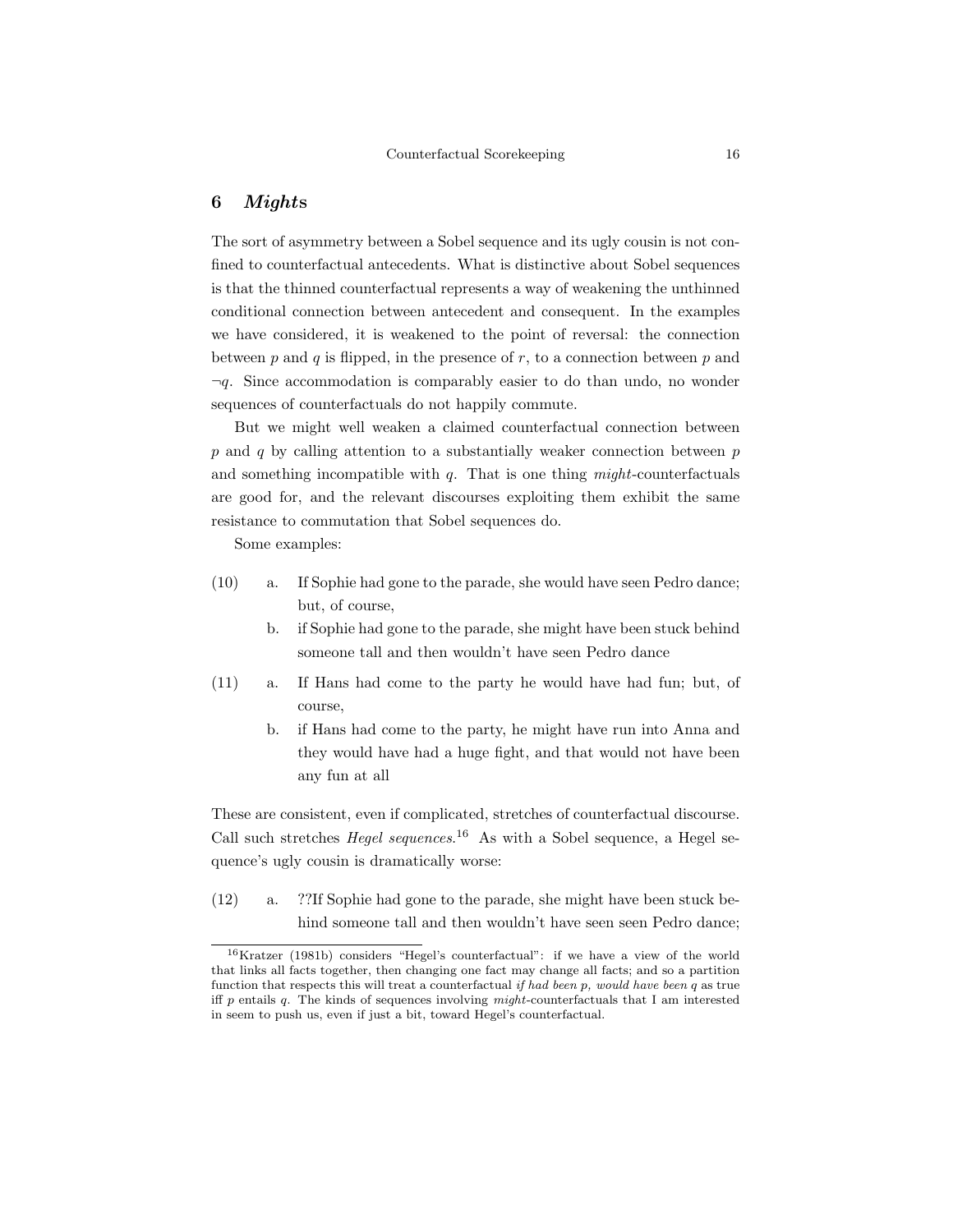## 6 *Might*s

The sort of asymmetry between a Sobel sequence and its ugly cousin is not confined to counterfactual antecedents. What is distinctive about Sobel sequences is that the thinned counterfactual represents a way of weakening the unthinned conditional connection between antecedent and consequent. In the examples we have considered, it is weakened to the point of reversal: the connection between $p$ and $q$ is flipped, in the presence of $r$, to a connection between $p$ and $\neg q$. Since accommodation is comparably easier to do than undo, no wonder sequences of counterfactuals do not happily commute.

But we might well weaken a claimed counterfactual connection between $p$ and $q$ by calling attention to a substantially weaker connection between $p$ and something incompatible with $q$. That is one thing *might*-counterfactuals are good for, and the relevant discourses exploiting them exhibit the same resistance to commutation that Sobel sequences do.

Some examples:

(10) a. If Sophie had gone to the parade, she would have seen Pedro dance; but, of course,

b. if Sophie had gone to the parade, she might have been stuck behind someone tall and then wouldn't have seen Pedro dance

(11) a. If Hans had come to the party he would have had fun; but, of course,

b. if Hans had come to the party, he might have run into Anna and they would have had a huge fight, and that would not have been any fun at all

These are consistent, even if complicated, stretches of counterfactual discourse. Call such stretches *Hegel sequences*.[16] As with a Sobel sequence, a Hegel sequence's ugly cousin is dramatically worse:

(12) a. ??If Sophie had gone to the parade, she might have been stuck behind someone tall and then wouldn't have seen seen Pedro dance;

[16] Kratzer (1981b) considers "Hegel's counterfactual": if we have a view of the world that links all facts together, then changing one fact may change all facts; and so a partition function that respects this will treat a counterfactual *if had been p, would have been q* as true iff $p$ entails $q$. The kinds of sequences involving *might*-counterfactuals that I am interested in seem to push us, even if just a bit, toward Hegel's counterfactual.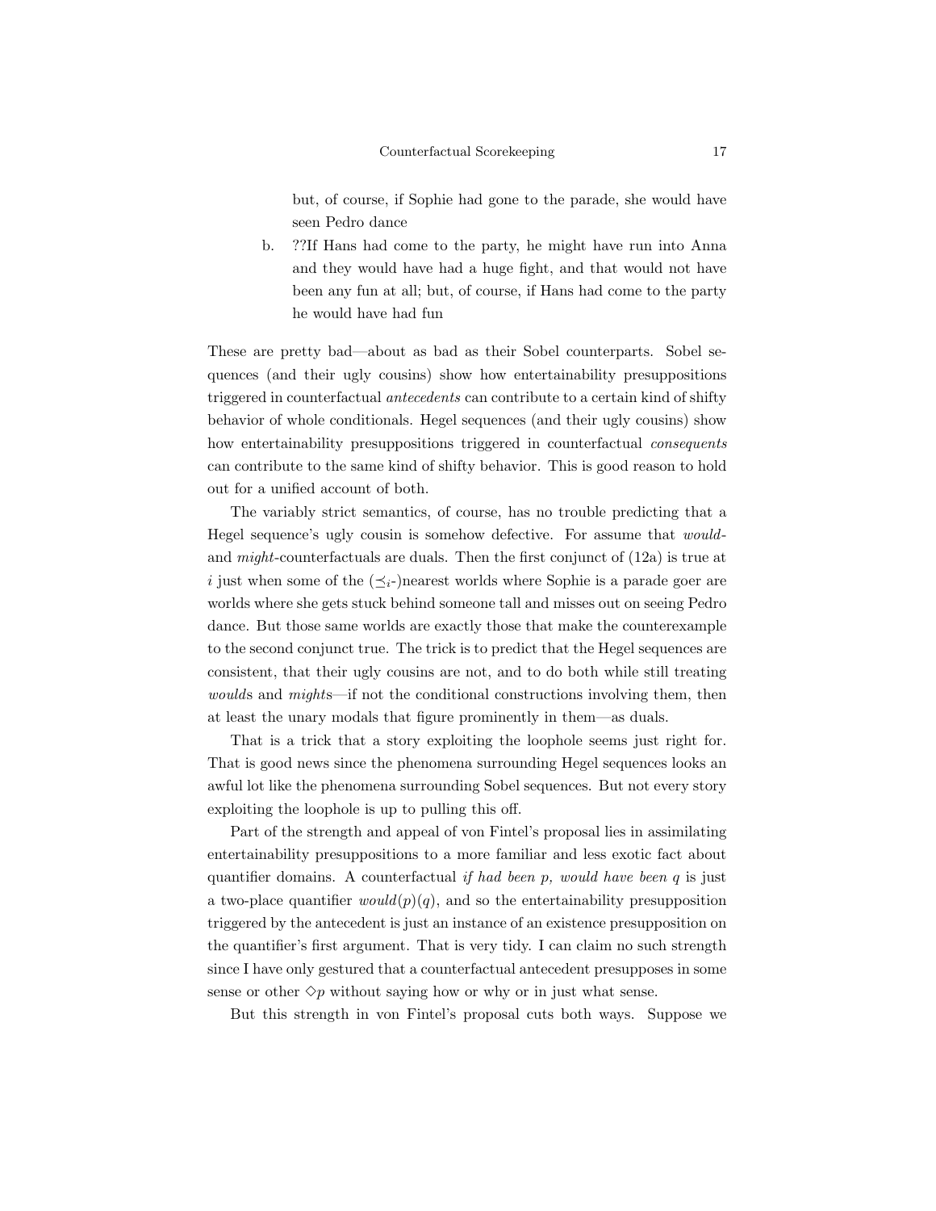but, of course, if Sophie had gone to the parade, she would have seen Pedro dance

b. ??If Hans had come to the party, he might have run into Anna and they would have had a huge fight, and that would not have been any fun at all; but, of course, if Hans had come to the party he would have had fun

These are pretty bad—about as bad as their Sobel counterparts. Sobel sequences (and their ugly cousins) show how entertainability presuppositions triggered in counterfactual *antecedents* can contribute to a certain kind of shifty behavior of whole conditionals. Hegel sequences (and their ugly cousins) show how entertainability presuppositions triggered in counterfactual *consequents* can contribute to the same kind of shifty behavior. This is good reason to hold out for a unified account of both.

The variably strict semantics, of course, has no trouble predicting that a Hegel sequence's ugly cousin is somehow defective. For assume that *would*- and *might*-counterfactuals are duals. Then the first conjunct of (12a) is true at $i$ just when some of the ($\preceq_i$-)nearest worlds where Sophie is a parade goer are worlds where she gets stuck behind someone tall and misses out on seeing Pedro dance. But those same worlds are exactly those that make the counterexample to the second conjunct true. The trick is to predict that the Hegel sequences are consistent, that their ugly cousins are not, and to do both while still treating *would*s and *might*s—if not the conditional constructions involving them, then at least the unary modals that figure prominently in them—as duals.

That is a trick that a story exploiting the loophole seems just right for. That is good news since the phenomena surrounding Hegel sequences looks an awful lot like the phenomena surrounding Sobel sequences. But not every story exploiting the loophole is up to pulling this off.

Part of the strength and appeal of von Fintel's proposal lies in assimilating entertainability presuppositions to a more familiar and less exotic fact about quantifier domains. A counterfactual *if had been p, would have been q* is just a two-place quantifier $would(p)(q)$, and so the entertainability presupposition triggered by the antecedent is just an instance of an existence presupposition on the quantifier's first argument. That is very tidy. I can claim no such strength since I have only gestured that a counterfactual antecedent presupposes in some sense or other $\Diamond p$ without saying how or why or in just what sense.

But this strength in von Fintel's proposal cuts both ways. Suppose we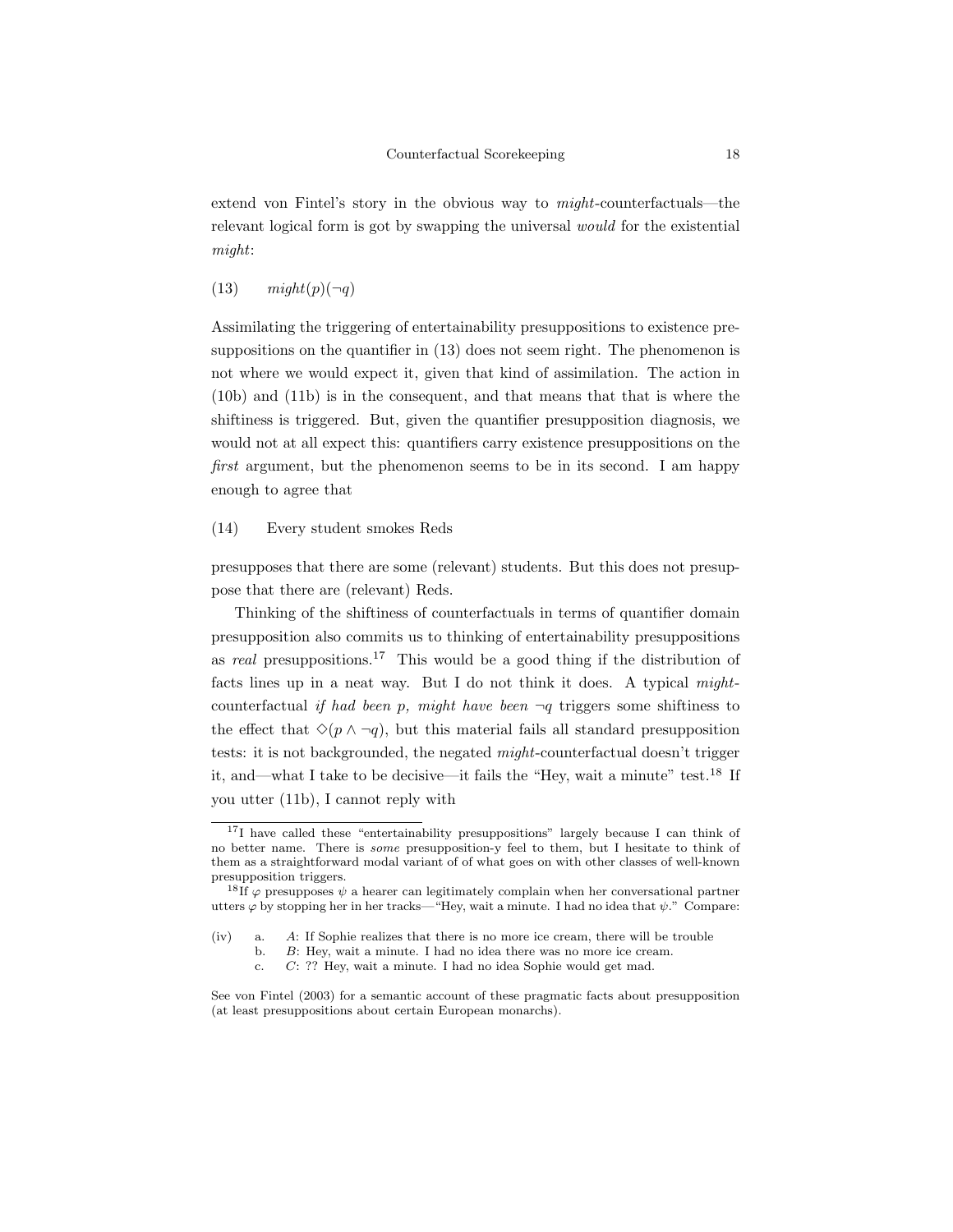extend von Fintel's story in the obvious way to *might*-counterfactuals—the relevant logical form is got by swapping the universal *would* for the existential *might*:

(13) $might(p)(\neg q)$

Assimilating the triggering of entertainability presuppositions to existence presuppositions on the quantifier in (13) does not seem right. The phenomenon is not where we would expect it, given that kind of assimilation. The action in (10b) and (11b) is in the consequent, and that means that that is where the shiftiness is triggered. But, given the quantifier presupposition diagnosis, we would not at all expect this: quantifiers carry existence presuppositions on the *first* argument, but the phenomenon seems to be in its second. I am happy enough to agree that

(14) Every student smokes Reds

presupposes that there are some (relevant) students. But this does not presuppose that there are (relevant) Reds.

Thinking of the shiftiness of counterfactuals in terms of quantifier domain presupposition also commits us to thinking of entertainability presuppositions as *real* presuppositions.[17] This would be a good thing if the distribution of facts lines up in a neat way. But I do not think it does. A typical *might*-counterfactual *if had been p, might have been* $\neg q$ triggers some shiftiness to the effect that $\Diamond(p \wedge \neg q)$, but this material fails all standard presupposition tests: it is not backgrounded, the negated *might*-counterfactual doesn't trigger it, and—what I take to be decisive—it fails the "Hey, wait a minute" test.[18] If you utter (11b), I cannot reply with

---

[17] I have called these "entertainability presuppositions" largely because I can think of no better name. There is *some* presupposition-y feel to them, but I hesitate to think of them as a straightforward modal variant of of what goes on with other classes of well-known presupposition triggers.

[18] If $\varphi$ presupposes $\psi$ a hearer can legitimately complain when her conversational partner utters $\varphi$ by stopping her in her tracks—"Hey, wait a minute. I had no idea that $\psi$." Compare:

(iv) a. *A*: If Sophie realizes that there is no more ice cream, there will be trouble
b. *B*: Hey, wait a minute. I had no idea there was no more ice cream.
c. *C*: ?? Hey, wait a minute. I had no idea Sophie would get mad.

See von Fintel (2003) for a semantic account of these pragmatic facts about presupposition (at least presuppositions about certain European monarchs).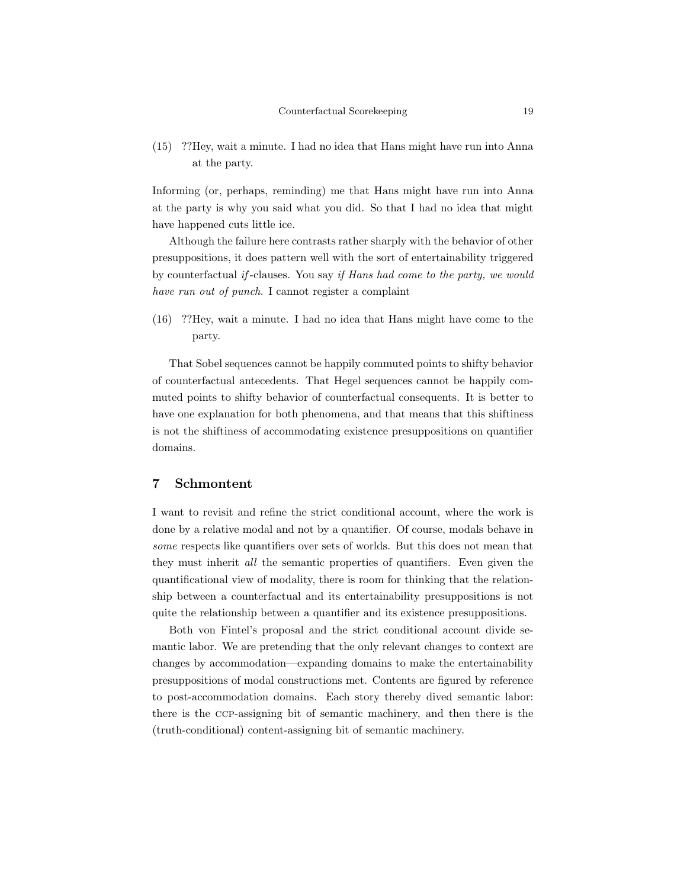(15) ??Hey, wait a minute. I had no idea that Hans might have run into Anna at the party.

Informing (or, perhaps, reminding) me that Hans might have run into Anna at the party is why you said what you did. So that I had no idea that might have happened cuts little ice.

Although the failure here contrasts rather sharply with the behavior of other presuppositions, it does pattern well with the sort of entertainability triggered by counterfactual *if*-clauses. You say *if Hans had come to the party, we would have run out of punch*. I cannot register a complaint

(16) ??Hey, wait a minute. I had no idea that Hans might have come to the party.

That Sobel sequences cannot be happily commuted points to shifty behavior of counterfactual antecedents. That Hegel sequences cannot be happily commuted points to shifty behavior of counterfactual consequents. It is better to have one explanation for both phenomena, and that means that this shiftiness is not the shiftiness of accommodating existence presuppositions on quantifier domains.

## 7 Schmontent

I want to revisit and refine the strict conditional account, where the work is done by a relative modal and not by a quantifier. Of course, modals behave in *some* respects like quantifiers over sets of worlds. But this does not mean that they must inherit *all* the semantic properties of quantifiers. Even given the quantificational view of modality, there is room for thinking that the relationship between a counterfactual and its entertainability presuppositions is not quite the relationship between a quantifier and its existence presuppositions.

Both von Fintel's proposal and the strict conditional account divide semantic labor. We are pretending that the only relevant changes to context are changes by accommodation—expanding domains to make the entertainability presuppositions of modal constructions met. Contents are figured by reference to post-accommodation domains. Each story thereby dived semantic labor: there is the CCP-assigning bit of semantic machinery, and then there is the (truth-conditional) content-assigning bit of semantic machinery.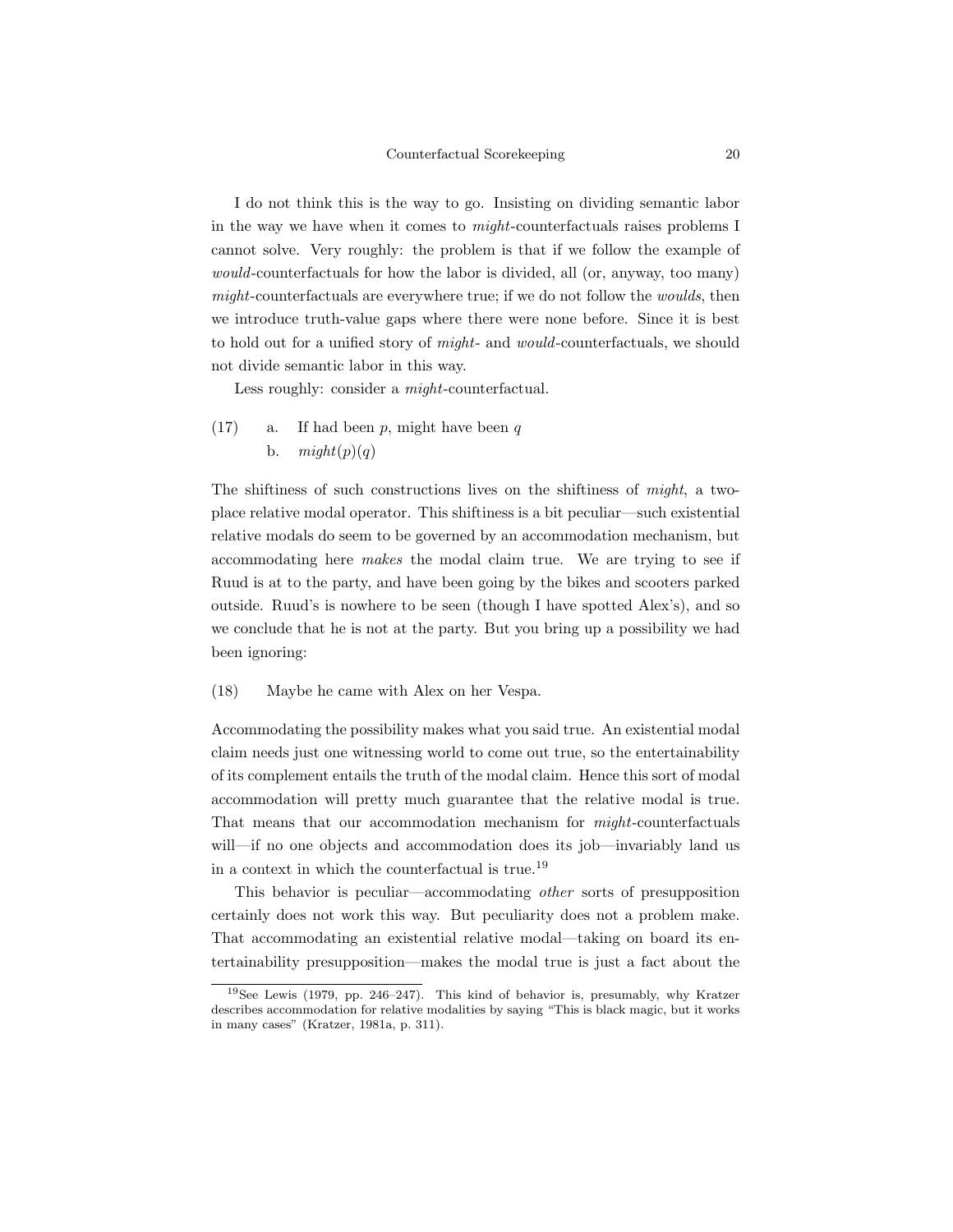I do not think this is the way to go. Insisting on dividing semantic labor in the way we have when it comes to *might*-counterfactuals raises problems I cannot solve. Very roughly: the problem is that if we follow the example of *would*-counterfactuals for how the labor is divided, all (or, anyway, too many) *might*-counterfactuals are everywhere true; if we do not follow the *woulds*, then we introduce truth-value gaps where there were none before. Since it is best to hold out for a unified story of *might*- and *would*-counterfactuals, we should not divide semantic labor in this way.

Less roughly: consider a *might*-counterfactual.

(17) a. If had been $p$, might have been $q$
 b. $might(p)(q)$

The shiftiness of such constructions lives on the shiftiness of *might*, a two-place relative modal operator. This shiftiness is a bit peculiar—such existential relative modals do seem to be governed by an accommodation mechanism, but accommodating here *makes* the modal claim true. We are trying to see if Ruud is at to the party, and have been going by the bikes and scooters parked outside. Ruud's is nowhere to be seen (though I have spotted Alex's), and so we conclude that he is not at the party. But you bring up a possibility we had been ignoring:

(18) Maybe he came with Alex on her Vespa.

Accommodating the possibility makes what you said true. An existential modal claim needs just one witnessing world to come out true, so the entertainability of its complement entails the truth of the modal claim. Hence this sort of modal accommodation will pretty much guarantee that the relative modal is true. That means that our accommodation mechanism for *might*-counterfactuals will—if no one objects and accommodation does its job—invariably land us in a context in which the counterfactual is true.[19]

This behavior is peculiar—accommodating *other* sorts of presupposition certainly does not work this way. But peculiarity does not a problem make. That accommodating an existential relative modal—taking on board its entertainability presupposition—makes the modal true is just a fact about the

[19] See Lewis (1979, pp. 246–247). This kind of behavior is, presumably, why Kratzer describes accommodation for relative modalities by saying "This is black magic, but it works in many cases" (Kratzer, 1981a, p. 311).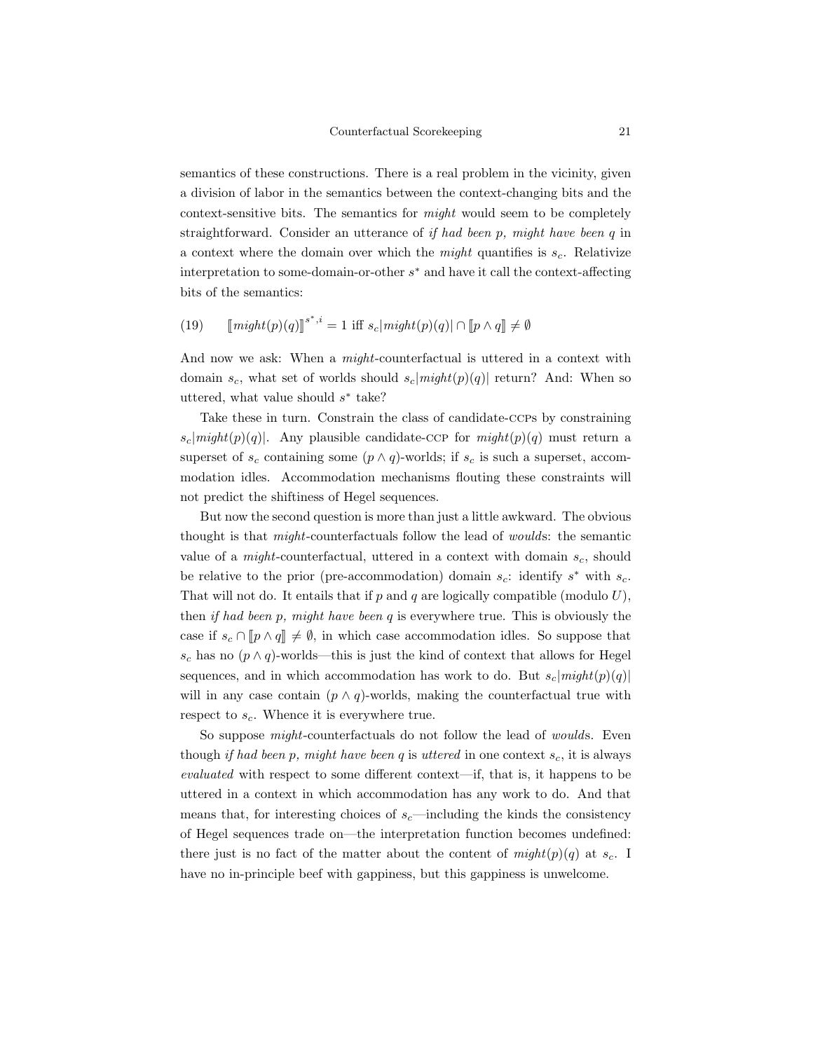semantics of these constructions. There is a real problem in the vicinity, given a division of labor in the semantics between the context-changing bits and the context-sensitive bits. The semantics for *might* would seem to be completely straightforward. Consider an utterance of *if had been p, might have been q* in a context where the domain over which the *might* quantifies is $s_c$. Relativize interpretation to some-domain-or-other $s^*$ and have it call the context-affecting bits of the semantics:

$$(19) \qquad [\![ might(p)(q) ]\!]^{s^*,i} = 1 \text{ iff } s_c|might(p)(q)| \cap [\![ p \wedge q ]\!] \neq \emptyset$$

And now we ask: When a *might*-counterfactual is uttered in a context with domain $s_c$, what set of worlds should $s_c|might(p)(q)|$ return? And: When so uttered, what value should $s^*$ take?

Take these in turn. Constrain the class of candidate-CCPs by constraining $s_c|might(p)(q)|$. Any plausible candidate-CCP for $might(p)(q)$ must return a superset of $s_c$ containing some $(p \wedge q)$-worlds; if $s_c$ is such a superset, accommodation idles. Accommodation mechanisms flouting these constraints will not predict the shiftiness of Hegel sequences.

But now the second question is more than just a little awkward. The obvious thought is that *might*-counterfactuals follow the lead of *would*s: the semantic value of a *might*-counterfactual, uttered in a context with domain $s_c$, should be relative to the prior (pre-accommodation) domain $s_c$: identify $s^*$ with $s_c$. That will not do. It entails that if $p$ and $q$ are logically compatible (modulo $U$), then *if had been p, might have been q* is everywhere true. This is obviously the case if $s_c \cap [\![ p \wedge q ]\!] \neq \emptyset$, in which case accommodation idles. So suppose that $s_c$ has no $(p \wedge q)$-worlds—this is just the kind of context that allows for Hegel sequences, and in which accommodation has work to do. But $s_c|might(p)(q)|$ will in any case contain $(p \wedge q)$-worlds, making the counterfactual true with respect to $s_c$. Whence it is everywhere true.

So suppose *might*-counterfactuals do not follow the lead of *would*s. Even though *if had been p, might have been q* is *uttered* in one context $s_c$, it is always *evaluated* with respect to some different context—if, that is, it happens to be uttered in a context in which accommodation has any work to do. And that means that, for interesting choices of $s_c$—including the kinds the consistency of Hegel sequences trade on—the interpretation function becomes undefined: there just is no fact of the matter about the content of $might(p)(q)$ at $s_c$. I have no in-principle beef with gappiness, but this gappiness is unwelcome.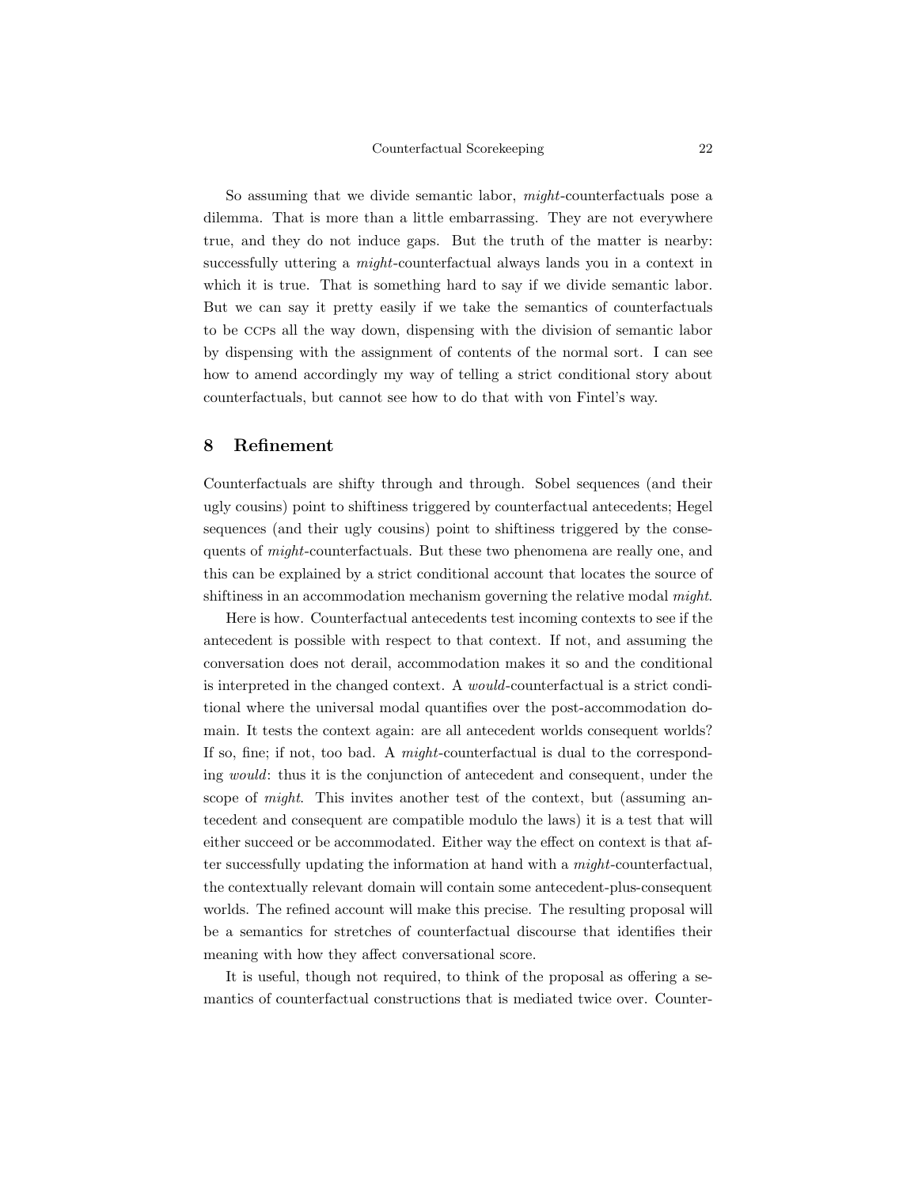So assuming that we divide semantic labor, *might*-counterfactuals pose a dilemma. That is more than a little embarrassing. They are not everywhere true, and they do not induce gaps. But the truth of the matter is nearby: successfully uttering a *might*-counterfactual always lands you in a context in which it is true. That is something hard to say if we divide semantic labor. But we can say it pretty easily if we take the semantics of counterfactuals to be CCPs all the way down, dispensing with the division of semantic labor by dispensing with the assignment of contents of the normal sort. I can see how to amend accordingly my way of telling a strict conditional story about counterfactuals, but cannot see how to do that with von Fintel's way.

## 8 Refinement

Counterfactuals are shifty through and through. Sobel sequences (and their ugly cousins) point to shiftiness triggered by counterfactual antecedents; Hegel sequences (and their ugly cousins) point to shiftiness triggered by the consequents of *might*-counterfactuals. But these two phenomena are really one, and this can be explained by a strict conditional account that locates the source of shiftiness in an accommodation mechanism governing the relative modal *might*.

Here is how. Counterfactual antecedents test incoming contexts to see if the antecedent is possible with respect to that context. If not, and assuming the conversation does not derail, accommodation makes it so and the conditional is interpreted in the changed context. A *would*-counterfactual is a strict conditional where the universal modal quantifies over the post-accommodation domain. It tests the context again: are all antecedent worlds consequent worlds? If so, fine; if not, too bad. A *might*-counterfactual is dual to the corresponding *would*: thus it is the conjunction of antecedent and consequent, under the scope of *might*. This invites another test of the context, but (assuming antecedent and consequent are compatible modulo the laws) it is a test that will either succeed or be accommodated. Either way the effect on context is that after successfully updating the information at hand with a *might*-counterfactual, the contextually relevant domain will contain some antecedent-plus-consequent worlds. The refined account will make this precise. The resulting proposal will be a semantics for stretches of counterfactual discourse that identifies their meaning with how they affect conversational score.

It is useful, though not required, to think of the proposal as offering a semantics of counterfactual constructions that is mediated twice over. Counter-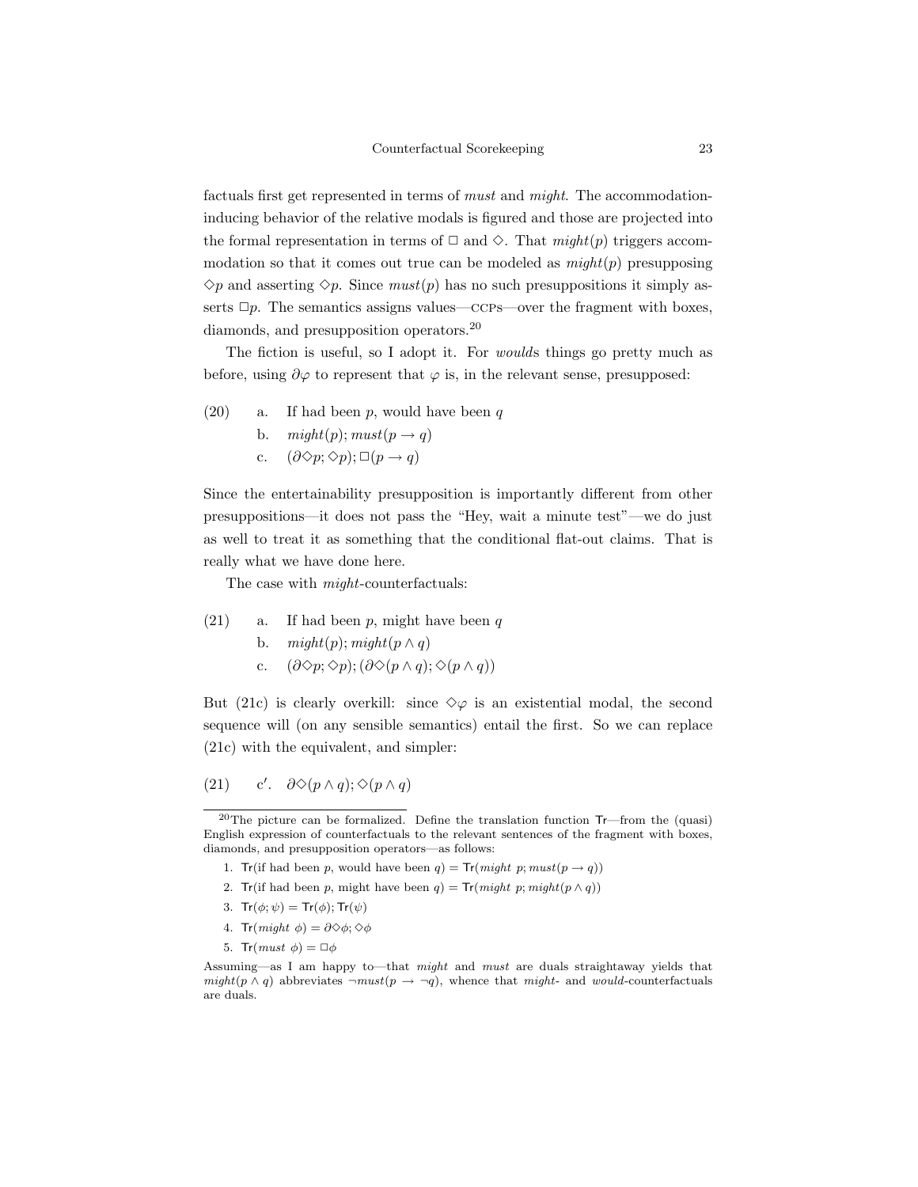factuals first get represented in terms of *must* and *might*. The accommodation-inducing behavior of the relative modals is figured and those are projected into the formal representation in terms of $\Box$ and $\Diamond$. That $might(p)$ triggers accommodation so that it comes out true can be modeled as $might(p)$ presupposing $\Diamond p$ and asserting $\Diamond p$. Since $must(p)$ has no such presuppositions it simply asserts $\Box p$. The semantics assigns values—CCPs—over the fragment with boxes, diamonds, and presupposition operators.[20]

The fiction is useful, so I adopt it. For *would*s things go pretty much as before, using $\partial\varphi$ to represent that $\varphi$ is, in the relevant sense, presupposed:

(20)
a. If had been $p$, would have been $q$
b. $might(p); must(p \rightarrow q)$
c. $(\partial\Diamond p; \Diamond p); \Box(p \rightarrow q)$

Since the entertainability presupposition is importantly different from other presuppositions—it does not pass the "Hey, wait a minute test"—we do just as well to treat it as something that the conditional flat-out claims. That is really what we have done here.

The case with *might*-counterfactuals:

(21)
a. If had been $p$, might have been $q$
b. $might(p); might(p \wedge q)$
c. $(\partial\Diamond p; \Diamond p); (\partial\Diamond(p \wedge q); \Diamond(p \wedge q))$

But (21c) is clearly overkill: since $\Diamond\varphi$ is an existential modal, the second sequence will (on any sensible semantics) entail the first. So we can replace (21c) with the equivalent, and simpler:

(21) c′. $\partial\Diamond(p \wedge q); \Diamond(p \wedge q)$

---

[20] The picture can be formalized. Define the translation function $\mathsf{Tr}$—from the (quasi) English expression of counterfactuals to the relevant sentences of the fragment with boxes, diamonds, and presupposition operators—as follows:

1. $\mathsf{Tr}$(if had been $p$, would have been $q$) $= \mathsf{Tr}(might\ p; must(p \rightarrow q))$
2. $\mathsf{Tr}$(if had been $p$, might have been $q$) $= \mathsf{Tr}(might\ p; might(p \wedge q))$
3. $\mathsf{Tr}(\phi; \psi) = \mathsf{Tr}(\phi); \mathsf{Tr}(\psi)$
4. $\mathsf{Tr}(might\ \phi) = \partial\Diamond\phi; \Diamond\phi$
5. $\mathsf{Tr}(must\ \phi) = \Box\phi$

Assuming—as I am happy to—that *might* and *must* are duals straightaway yields that $might(p \wedge q)$ abbreviates $\neg must(p \rightarrow \neg q)$, whence that *might*- and *would*-counterfactuals are duals.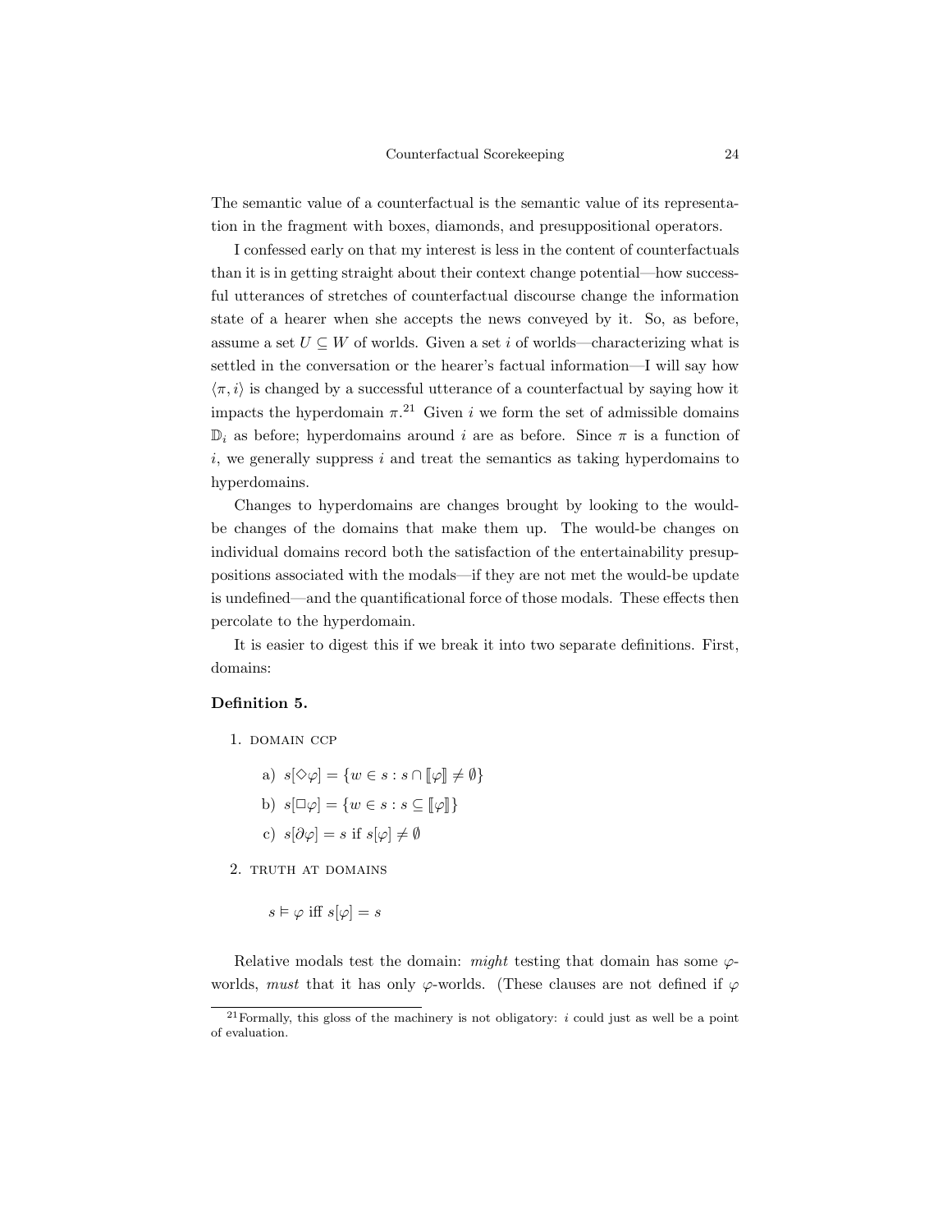The semantic value of a counterfactual is the semantic value of its representation in the fragment with boxes, diamonds, and presuppositional operators.

I confessed early on that my interest is less in the content of counterfactuals than it is in getting straight about their context change potential—how successful utterances of stretches of counterfactual discourse change the information state of a hearer when she accepts the news conveyed by it. So, as before, assume a set $U \subseteq W$ of worlds. Given a set $i$ of worlds—characterizing what is settled in the conversation or the hearer's factual information—I will say how $\langle \pi, i \rangle$ is changed by a successful utterance of a counterfactual by saying how it impacts the hyperdomain $\pi$.[21] Given $i$ we form the set of admissible domains $\mathbb{D}_i$ as before; hyperdomains around $i$ are as before. Since $\pi$ is a function of $i$, we generally suppress $i$ and treat the semantics as taking hyperdomains to hyperdomains.

Changes to hyperdomains are changes brought by looking to the would-be changes of the domains that make them up. The would-be changes on individual domains record both the satisfaction of the entertainability presuppositions associated with the modals—if they are not met the would-be update is undefined—and the quantificational force of those modals. These effects then percolate to the hyperdomain.

It is easier to digest this if we break it into two separate definitions. First, domains:

**Definition 5.**

1. DOMAIN CCP

   a) $s[\Diamond\varphi] = \{w \in s : s \cap [\![\varphi]\!] \neq \emptyset\}$

   b) $s[\Box\varphi] = \{w \in s : s \subseteq [\![\varphi]\!]\}$

   c) $s[\partial\varphi] = s$ if $s[\varphi] \neq \emptyset$

2. TRUTH AT DOMAINS

   $s \vDash \varphi$ iff $s[\varphi] = s$

Relative modals test the domain: *might* testing that domain has some $\varphi$-worlds, *must* that it has only $\varphi$-worlds. (These clauses are not defined if $\varphi$

[21] Formally, this gloss of the machinery is not obligatory: $i$ could just as well be a point of evaluation.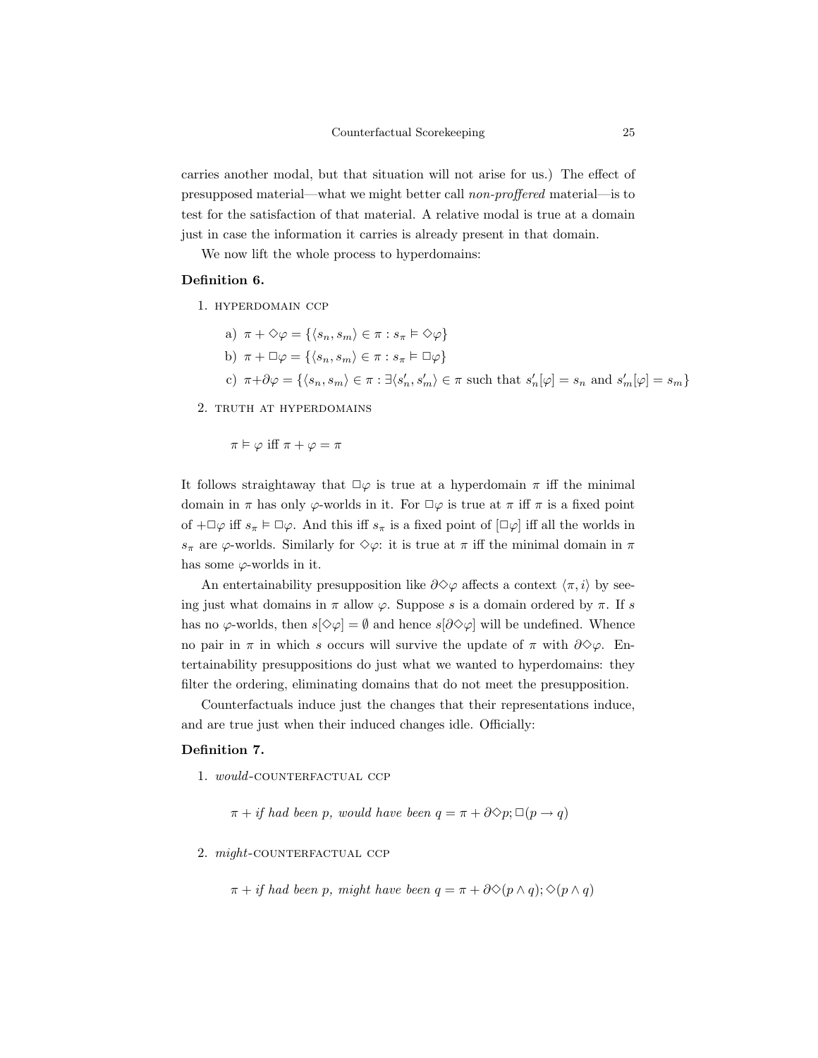carries another modal, but that situation will not arise for us.) The effect of presupposed material—what we might better call *non-proffered* material—is to test for the satisfaction of that material. A relative modal is true at a domain just in case the information it carries is already present in that domain.

We now lift the whole process to hyperdomains:

**Definition 6.**

1. HYPERDOMAIN CCP

   a) $\pi + \Diamond\varphi = \{\langle s_n, s_m\rangle \in \pi : s_\pi \vDash \Diamond\varphi\}$

   b) $\pi + \Box\varphi = \{\langle s_n, s_m\rangle \in \pi : s_\pi \vDash \Box\varphi\}$

   c) $\pi + \partial\varphi = \{\langle s_n, s_m\rangle \in \pi : \exists\langle s'_n, s'_m\rangle \in \pi$ such that $s'_n[\varphi] = s_n$ and $s'_m[\varphi] = s_m\}$

2. TRUTH AT HYPERDOMAINS

   $\pi \vDash \varphi$ iff $\pi + \varphi = \pi$

It follows straightaway that $\Box\varphi$ is true at a hyperdomain $\pi$ iff the minimal domain in $\pi$ has only $\varphi$-worlds in it. For $\Box\varphi$ is true at $\pi$ iff $\pi$ is a fixed point of $+\Box\varphi$ iff $s_\pi \vDash \Box\varphi$. And this iff $s_\pi$ is a fixed point of $[\Box\varphi]$ iff all the worlds in $s_\pi$ are $\varphi$-worlds. Similarly for $\Diamond\varphi$: it is true at $\pi$ iff the minimal domain in $\pi$ has some $\varphi$-worlds in it.

An entertainability presupposition like $\partial\Diamond\varphi$ affects a context $\langle\pi, i\rangle$ by seeing just what domains in $\pi$ allow $\varphi$. Suppose $s$ is a domain ordered by $\pi$. If $s$ has no $\varphi$-worlds, then $s[\Diamond\varphi] = \emptyset$ and hence $s[\partial\Diamond\varphi]$ will be undefined. Whence no pair in $\pi$ in which $s$ occurs will survive the update of $\pi$ with $\partial\Diamond\varphi$. Entertainability presuppositions do just what we wanted to hyperdomains: they filter the ordering, eliminating domains that do not meet the presupposition.

Counterfactuals induce just the changes that their representations induce, and are true just when their induced changes idle. Officially:

**Definition 7.**

1. *would*-COUNTERFACTUAL CCP

   $\pi +$ *if had been p, would have been q* $= \pi + \partial\Diamond p; \Box(p \rightarrow q)$

2. *might*-COUNTERFACTUAL CCP

   $\pi +$ *if had been p, might have been q* $= \pi + \partial\Diamond(p \wedge q); \Diamond(p \wedge q)$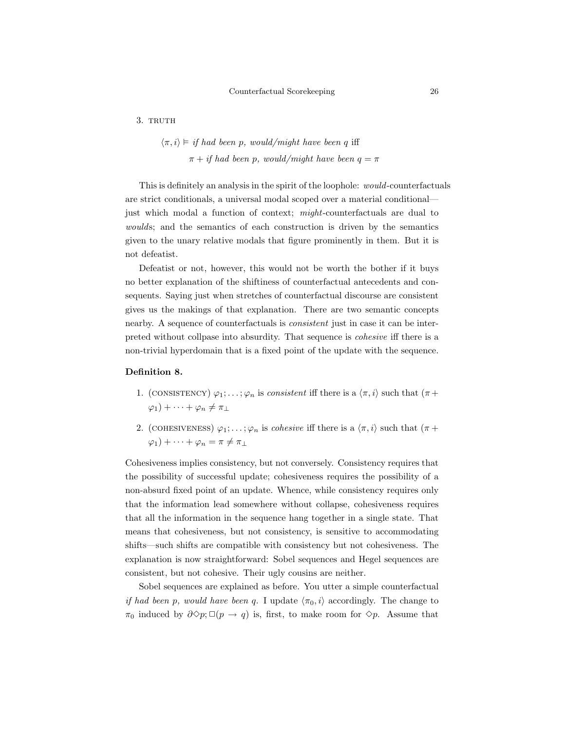3. TRUTH

$$\langle \pi, i \rangle \vDash \textit{if had been p, would/might have been q} \text{ iff}$$
$$\pi + \textit{if had been p, would/might have been q} = \pi$$

This is definitely an analysis in the spirit of the loophole: *would*-counterfactuals are strict conditionals, a universal modal scoped over a material conditional—just which modal a function of context; *might*-counterfactuals are dual to *would*s; and the semantics of each construction is driven by the semantics given to the unary relative modals that figure prominently in them. But it is not defeatist.

Defeatist or not, however, this would not be worth the bother if it buys no better explanation of the shiftiness of counterfactual antecedents and consequents. Saying just when stretches of counterfactual discourse are consistent gives us the makings of that explanation. There are two semantic concepts nearby. A sequence of counterfactuals is *consistent* just in case it can be interpreted without collpase into absurdity. That sequence is *cohesive* iff there is a non-trivial hyperdomain that is a fixed point of the update with the sequence.

**Definition 8.**

1. (CONSISTENCY) $\varphi_1; \ldots; \varphi_n$ is *consistent* iff there is a $\langle \pi, i \rangle$ such that $(\pi + \varphi_1) + \cdots + \varphi_n \neq \pi_\perp$
2. (COHESIVENESS) $\varphi_1; \ldots; \varphi_n$ is *cohesive* iff there is a $\langle \pi, i \rangle$ such that $(\pi + \varphi_1) + \cdots + \varphi_n = \pi \neq \pi_\perp$

Cohesiveness implies consistency, but not conversely. Consistency requires that the possibility of successful update; cohesiveness requires the possibility of a non-absurd fixed point of an update. Whence, while consistency requires only that the information lead somewhere without collapse, cohesiveness requires that all the information in the sequence hang together in a single state. That means that cohesiveness, but not consistency, is sensitive to accommodating shifts—such shifts are compatible with consistency but not cohesiveness. The explanation is now straightforward: Sobel sequences and Hegel sequences are consistent, but not cohesive. Their ugly cousins are neither.

Sobel sequences are explained as before. You utter a simple counterfactual *if had been p, would have been q*. I update $\langle \pi_0, i \rangle$ accordingly. The change to $\pi_0$ induced by $\partial \Diamond p; \Box(p \rightarrow q)$ is, first, to make room for $\Diamond p$. Assume that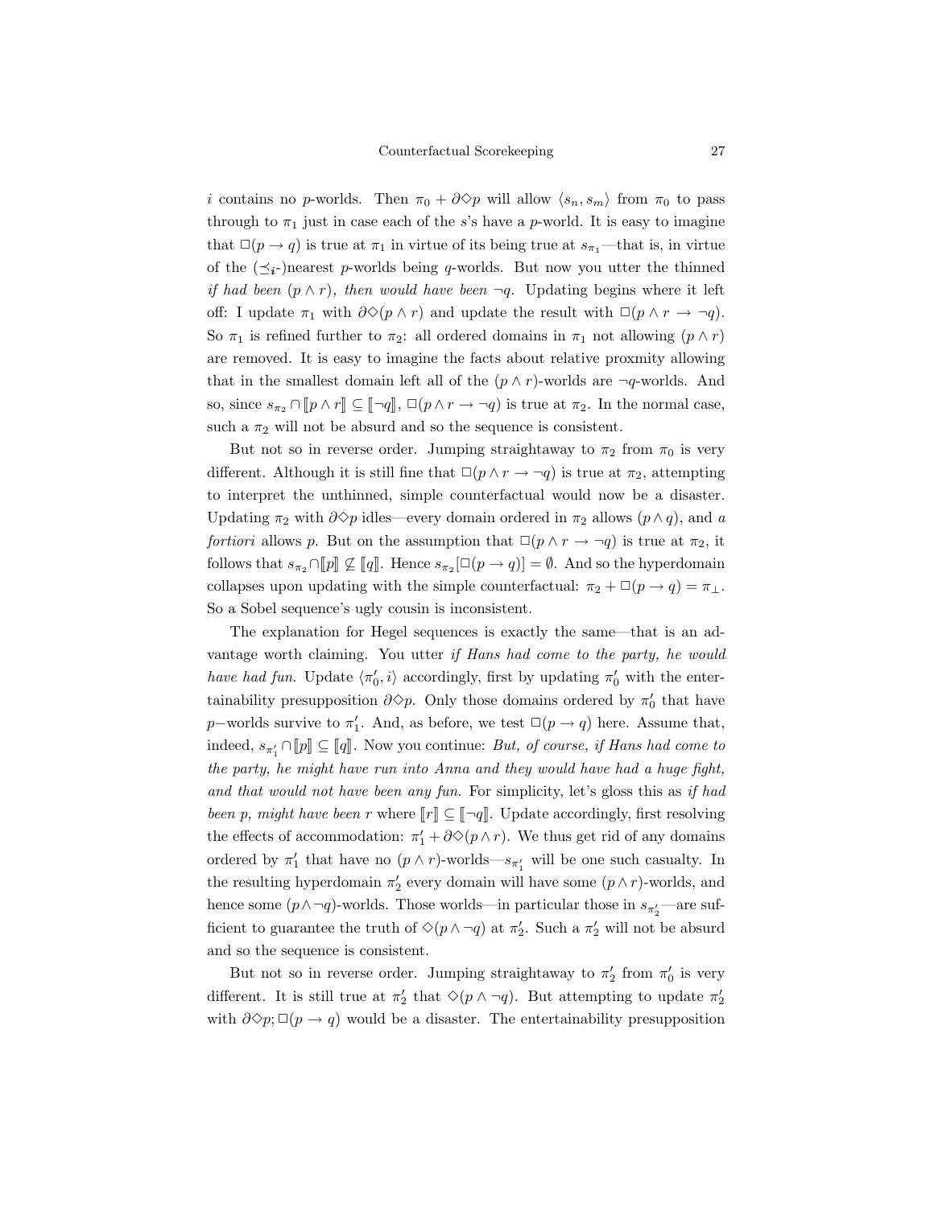$i$ contains no $p$-worlds. Then $\pi_0 + \partial\Diamond p$ will allow $\langle s_n, s_m\rangle$ from $\pi_0$ to pass through to $\pi_1$ just in case each of the $s$'s have a $p$-world. It is easy to imagine that $\Box(p \rightarrow q)$ is true at $\pi_1$ in virtue of its being true at $s_{\pi_1}$—that is, in virtue of the $(\preceq_i$-)nearest $p$-worlds being $q$-worlds. But now you utter the thinned *if had been* $(p \wedge r)$*, then would have been* $\neg q$. Updating begins where it left off: I update $\pi_1$ with $\partial\Diamond(p \wedge r)$ and update the result with $\Box(p \wedge r \rightarrow \neg q)$. So $\pi_1$ is refined further to $\pi_2$: all ordered domains in $\pi_1$ not allowing $(p \wedge r)$ are removed. It is easy to imagine the facts about relative proxmity allowing that in the smallest domain left all of the $(p \wedge r)$-worlds are $\neg q$-worlds. And so, since $s_{\pi_2} \cap [\![p \wedge r]\!] \subseteq [\![\neg q]\!]$, $\Box(p \wedge r \rightarrow \neg q)$ is true at $\pi_2$. In the normal case, such a $\pi_2$ will not be absurd and so the sequence is consistent.

But not so in reverse order. Jumping straightaway to $\pi_2$ from $\pi_0$ is very different. Although it is still fine that $\Box(p \wedge r \rightarrow \neg q)$ is true at $\pi_2$, attempting to interpret the unthinned, simple counterfactual would now be a disaster. Updating $\pi_2$ with $\partial\Diamond p$ idles—every domain ordered in $\pi_2$ allows $(p \wedge q)$, and *a fortiori* allows $p$. But on the assumption that $\Box(p \wedge r \rightarrow \neg q)$ is true at $\pi_2$, it follows that $s_{\pi_2} \cap [\![p]\!] \not\subseteq [\![q]\!]$. Hence $s_{\pi_2}[\Box(p \rightarrow q)] = \emptyset$. And so the hyperdomain collapses upon updating with the simple counterfactual: $\pi_2 + \Box(p \rightarrow q) = \pi_\perp$. So a Sobel sequence's ugly cousin is inconsistent.

The explanation for Hegel sequences is exactly the same—that is an advantage worth claiming. You utter *if Hans had come to the party, he would have had fun.* Update $\langle \pi'_0, i\rangle$ accordingly, first by updating $\pi'_0$ with the entertainability presupposition $\partial\Diamond p$. Only those domains ordered by $\pi'_0$ that have $p$−worlds survive to $\pi'_1$. And, as before, we test $\Box(p \rightarrow q)$ here. Assume that, indeed, $s_{\pi'_1} \cap [\![p]\!] \subseteq [\![q]\!]$. Now you continue: *But, of course, if Hans had come to the party, he might have run into Anna and they would have had a huge fight, and that would not have been any fun.* For simplicity, let's gloss this as *if had been p, might have been r* where $[\![r]\!] \subseteq [\![\neg q]\!]$. Update accordingly, first resolving the effects of accommodation: $\pi'_1 + \partial\Diamond(p \wedge r)$. We thus get rid of any domains ordered by $\pi'_1$ that have no $(p \wedge r)$-worlds—$s_{\pi'_1}$ will be one such casualty. In the resulting hyperdomain $\pi'_2$ every domain will have some $(p \wedge r)$-worlds, and hence some $(p \wedge \neg q)$-worlds. Those worlds—in particular those in $s_{\pi'_2}$—are sufficient to guarantee the truth of $\Diamond(p \wedge \neg q)$ at $\pi'_2$. Such a $\pi'_2$ will not be absurd and so the sequence is consistent.

But not so in reverse order. Jumping straightaway to $\pi'_2$ from $\pi'_0$ is very different. It is still true at $\pi'_2$ that $\Diamond(p \wedge \neg q)$. But attempting to update $\pi'_2$ with $\partial\Diamond p; \Box(p \rightarrow q)$ would be a disaster. The entertainability presupposition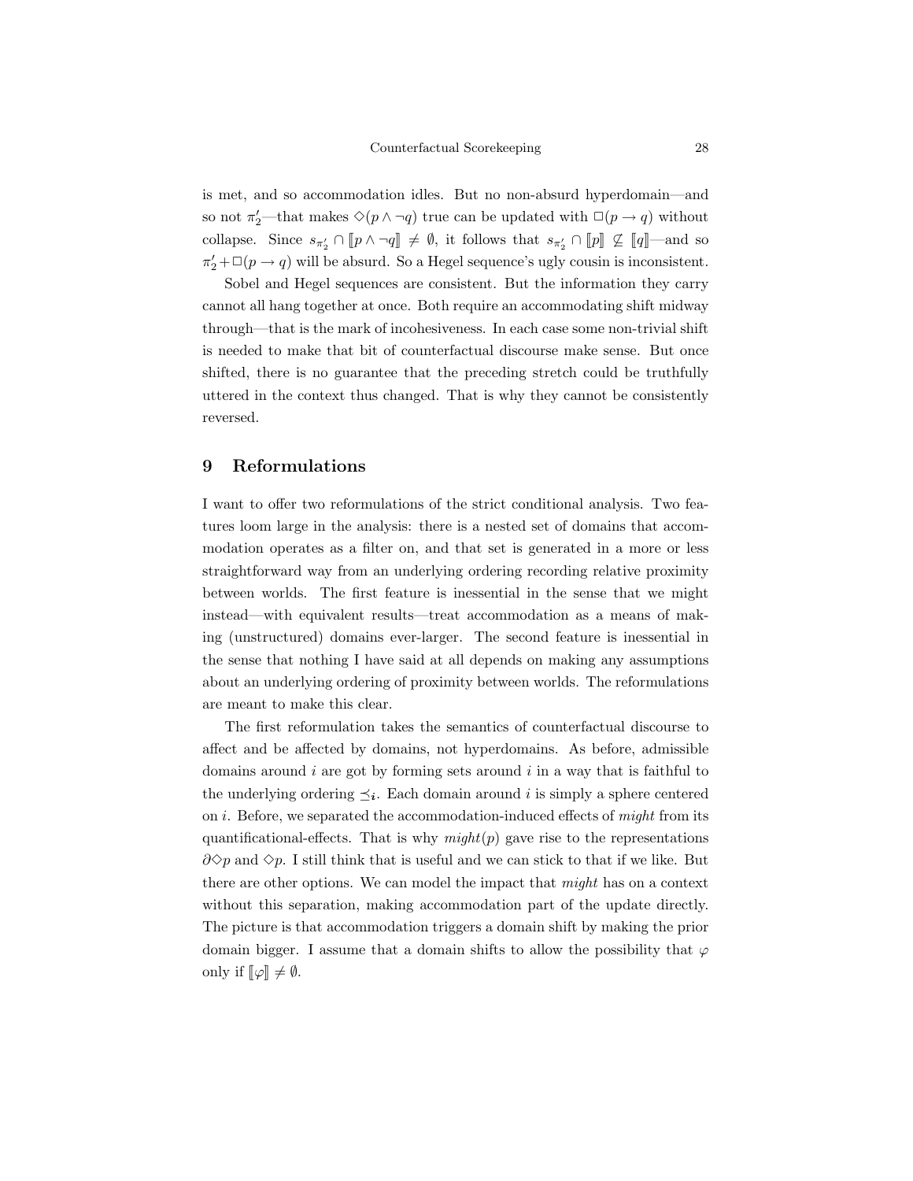is met, and so accommodation idles. But no non-absurd hyperdomain—and so not $\pi_2'$—that makes $\Diamond(p \wedge \neg q)$ true can be updated with $\Box(p \to q)$ without collapse. Since $s_{\pi_2'} \cap [\![p \wedge \neg q]\!] \neq \emptyset$, it follows that $s_{\pi_2'} \cap [\![p]\!] \not\subseteq [\![q]\!]$—and so $\pi_2' + \Box(p \to q)$ will be absurd. So a Hegel sequence's ugly cousin is inconsistent.

Sobel and Hegel sequences are consistent. But the information they carry cannot all hang together at once. Both require an accommodating shift midway through—that is the mark of incohesiveness. In each case some non-trivial shift is needed to make that bit of counterfactual discourse make sense. But once shifted, there is no guarantee that the preceding stretch could be truthfully uttered in the context thus changed. That is why they cannot be consistently reversed.

## 9 Reformulations

I want to offer two reformulations of the strict conditional analysis. Two features loom large in the analysis: there is a nested set of domains that accommodation operates as a filter on, and that set is generated in a more or less straightforward way from an underlying ordering recording relative proximity between worlds. The first feature is inessential in the sense that we might instead—with equivalent results—treat accommodation as a means of making (unstructured) domains ever-larger. The second feature is inessential in the sense that nothing I have said at all depends on making any assumptions about an underlying ordering of proximity between worlds. The reformulations are meant to make this clear.

The first reformulation takes the semantics of counterfactual discourse to affect and be affected by domains, not hyperdomains. As before, admissible domains around $i$ are got by forming sets around $i$ in a way that is faithful to the underlying ordering $\preceq_{\boldsymbol{i}}$. Each domain around $i$ is simply a sphere centered on $i$. Before, we separated the accommodation-induced effects of *might* from its quantificational-effects. That is why *might*$(p)$ gave rise to the representations $\partial\Diamond p$ and $\Diamond p$. I still think that is useful and we can stick to that if we like. But there are other options. We can model the impact that *might* has on a context without this separation, making accommodation part of the update directly. The picture is that accommodation triggers a domain shift by making the prior domain bigger. I assume that a domain shifts to allow the possibility that $\varphi$ only if $[\![\varphi]\!] \neq \emptyset$.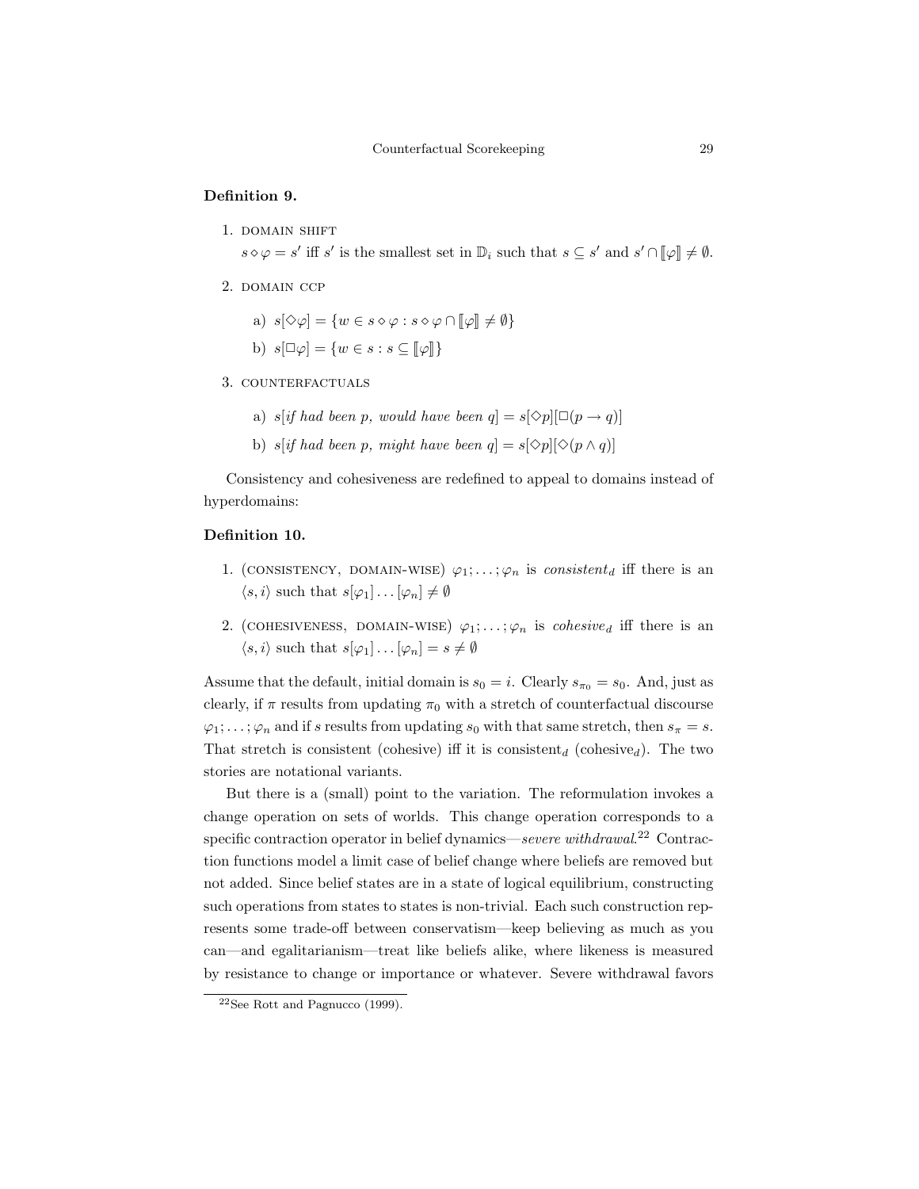**Definition 9.**

1. DOMAIN SHIFT
   $s \diamond \varphi = s'$ iff $s'$ is the smallest set in $\mathbb{D}_i$ such that $s \subseteq s'$ and $s' \cap [\![\varphi]\!] \neq \emptyset$.

2. DOMAIN CCP

   a) $s[\Diamond\varphi] = \{w \in s \diamond \varphi : s \diamond \varphi \cap [\![\varphi]\!] \neq \emptyset\}$

   b) $s[\Box\varphi] = \{w \in s : s \subseteq [\![\varphi]\!]\}$

3. COUNTERFACTUALS

   a) $s$[*if had been p, would have been q*] $= s[\Diamond p][\Box(p \rightarrow q)]$

   b) $s$[*if had been p, might have been q*] $= s[\Diamond p][\Diamond(p \wedge q)]$

Consistency and cohesiveness are redefined to appeal to domains instead of hyperdomains:

**Definition 10.**

1. (CONSISTENCY, DOMAIN-WISE) $\varphi_1; \ldots; \varphi_n$ is *consistent*$_d$ iff there is an $\langle s, i\rangle$ such that $s[\varphi_1] \ldots [\varphi_n] \neq \emptyset$

2. (COHESIVENESS, DOMAIN-WISE) $\varphi_1; \ldots; \varphi_n$ is *cohesive*$_d$ iff there is an $\langle s, i\rangle$ such that $s[\varphi_1] \ldots [\varphi_n] = s \neq \emptyset$

Assume that the default, initial domain is $s_0 = i$. Clearly $s_{\pi_0} = s_0$. And, just as clearly, if $\pi$ results from updating $\pi_0$ with a stretch of counterfactual discourse $\varphi_1; \ldots; \varphi_n$ and if $s$ results from updating $s_0$ with that same stretch, then $s_\pi = s$. That stretch is consistent (cohesive) iff it is consistent$_d$ (cohesive$_d$). The two stories are notational variants.

But there is a (small) point to the variation. The reformulation invokes a change operation on sets of worlds. This change operation corresponds to a specific contraction operator in belief dynamics—*severe withdrawal*.[22] Contraction functions model a limit case of belief change where beliefs are removed but not added. Since belief states are in a state of logical equilibrium, constructing such operations from states to states is non-trivial. Each such construction represents some trade-off between conservatism—keep believing as much as you can—and egalitarianism—treat like beliefs alike, where likeness is measured by resistance to change or importance or whatever. Severe withdrawal favors

[22] See Rott and Pagnucco (1999).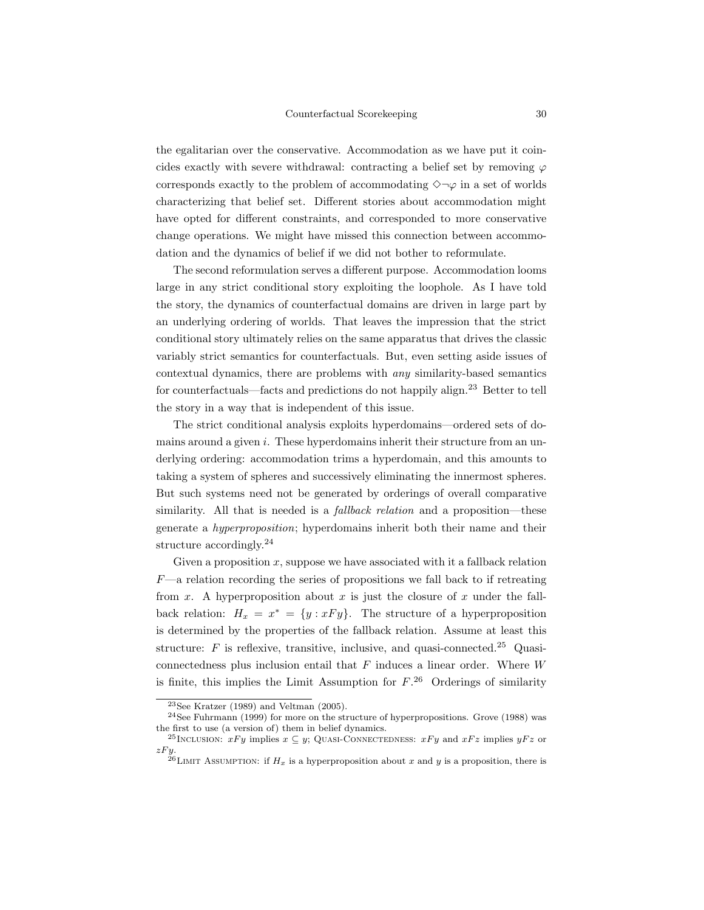the egalitarian over the conservative. Accommodation as we have put it coincides exactly with severe withdrawal: contracting a belief set by removing $\varphi$ corresponds exactly to the problem of accommodating $\Diamond\neg\varphi$ in a set of worlds characterizing that belief set. Different stories about accommodation might have opted for different constraints, and corresponded to more conservative change operations. We might have missed this connection between accommodation and the dynamics of belief if we did not bother to reformulate.

The second reformulation serves a different purpose. Accommodation looms large in any strict conditional story exploiting the loophole. As I have told the story, the dynamics of counterfactual domains are driven in large part by an underlying ordering of worlds. That leaves the impression that the strict conditional story ultimately relies on the same apparatus that drives the classic variably strict semantics for counterfactuals. But, even setting aside issues of contextual dynamics, there are problems with *any* similarity-based semantics for counterfactuals—facts and predictions do not happily align.[23] Better to tell the story in a way that is independent of this issue.

The strict conditional analysis exploits hyperdomains—ordered sets of domains around a given $i$. These hyperdomains inherit their structure from an underlying ordering: accommodation trims a hyperdomain, and this amounts to taking a system of spheres and successively eliminating the innermost spheres. But such systems need not be generated by orderings of overall comparative similarity. All that is needed is a *fallback relation* and a proposition—these generate a *hyperproposition*; hyperdomains inherit both their name and their structure accordingly.[24]

Given a proposition $x$, suppose we have associated with it a fallback relation $F$—a relation recording the series of propositions we fall back to if retreating from $x$. A hyperproposition about $x$ is just the closure of $x$ under the fallback relation: $H_x = x^* = \{y : xFy\}$. The structure of a hyperproposition is determined by the properties of the fallback relation. Assume at least this structure: $F$ is reflexive, transitive, inclusive, and quasi-connected.[25] Quasi-connectedness plus inclusion entail that $F$ induces a linear order. Where $W$ is finite, this implies the Limit Assumption for $F$.[26] Orderings of similarity

---

[23] See Kratzer (1989) and Veltman (2005).

[24] See Fuhrmann (1999) for more on the structure of hyperpropositions. Grove (1988) was the first to use (a version of) them in belief dynamics.

[25] Inclusion: $xFy$ implies $x \subseteq y$; Quasi-Connectedness: $xFy$ and $xFz$ implies $yFz$ or $zFy$.

[26] Limit Assumption: if $H_x$ is a hyperproposition about $x$ and $y$ is a proposition, there is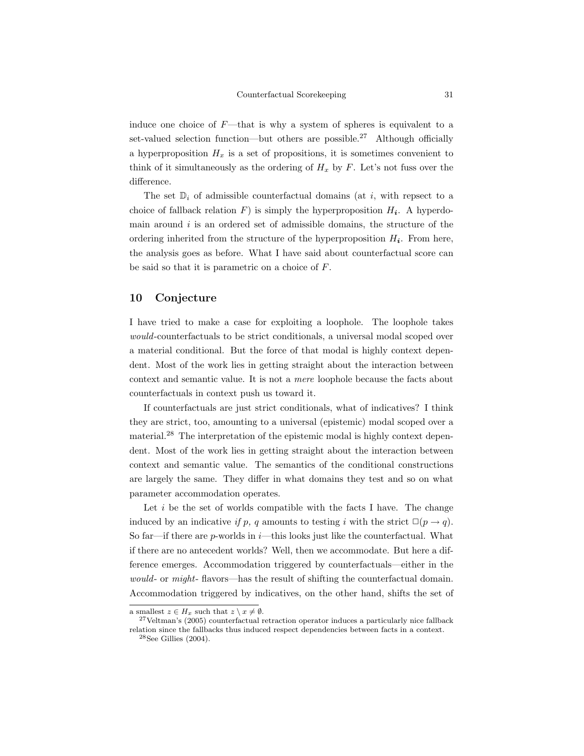induce one choice of $F$—that is why a system of spheres is equivalent to a set-valued selection function—but others are possible.[27] Although officially a hyperproposition $H_x$ is a set of propositions, it is sometimes convenient to think of it simultaneously as the ordering of $H_x$ by $F$. Let's not fuss over the difference.

The set $\mathbb{D}_i$ of admissible counterfactual domains (at $i$, with repsect to a choice of fallback relation $F$) is simply the hyperproposition $H_{\boldsymbol{i}}$. A hyperdomain around $i$ is an ordered set of admissible domains, the structure of the ordering inherited from the structure of the hyperproposition $H_{\boldsymbol{i}}$. From here, the analysis goes as before. What I have said about counterfactual score can be said so that it is parametric on a choice of $F$.

## 10 Conjecture

I have tried to make a case for exploiting a loophole. The loophole takes *would*-counterfactuals to be strict conditionals, a universal modal scoped over a material conditional. But the force of that modal is highly context dependent. Most of the work lies in getting straight about the interaction between context and semantic value. It is not a *mere* loophole because the facts about counterfactuals in context push us toward it.

If counterfactuals are just strict conditionals, what of indicatives? I think they are strict, too, amounting to a universal (epistemic) modal scoped over a material.[28] The interpretation of the epistemic modal is highly context dependent. Most of the work lies in getting straight about the interaction between context and semantic value. The semantics of the conditional constructions are largely the same. They differ in what domains they test and so on what parameter accommodation operates.

Let $i$ be the set of worlds compatible with the facts I have. The change induced by an indicative *if p, q* amounts to testing $i$ with the strict $\Box(p \rightarrow q)$. So far—if there are $p$-worlds in $i$—this looks just like the counterfactual. What if there are no antecedent worlds? Well, then we accommodate. But here a difference emerges. Accommodation triggered by counterfactuals—either in the *would*- or *might*- flavors—has the result of shifting the counterfactual domain. Accommodation triggered by indicatives, on the other hand, shifts the set of

---

a smallest $z \in H_x$ such that $z \setminus x \neq \emptyset$.

[27] Veltman's (2005) counterfactual retraction operator induces a particularly nice fallback relation since the fallbacks thus induced respect dependencies between facts in a context.

[28] See Gillies (2004).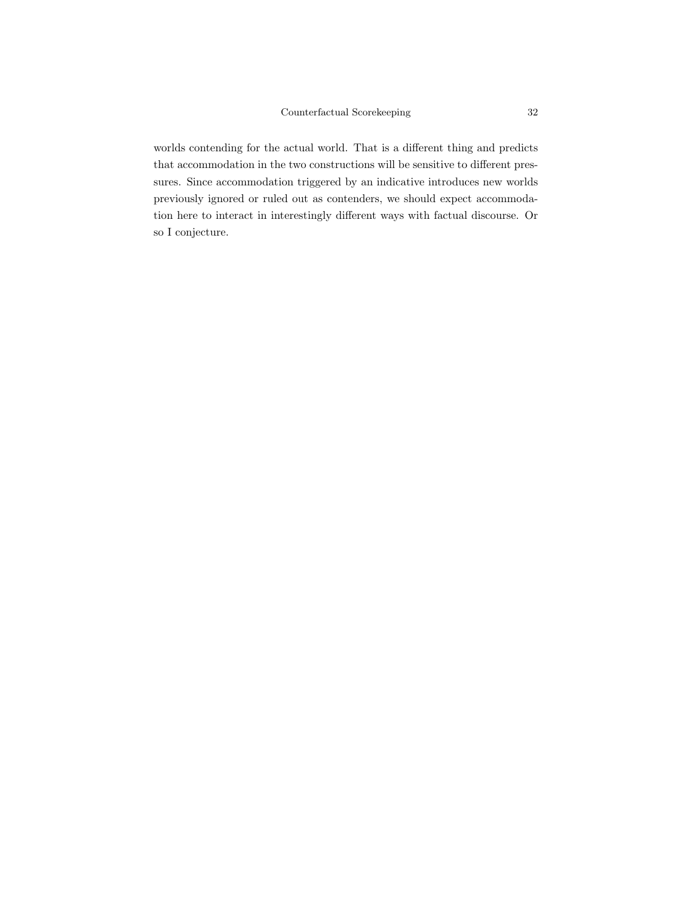worlds contending for the actual world. That is a different thing and predicts that accommodation in the two constructions will be sensitive to different pressures. Since accommodation triggered by an indicative introduces new worlds previously ignored or ruled out as contenders, we should expect accommodation here to interact in interestingly different ways with factual discourse. Or so I conjecture.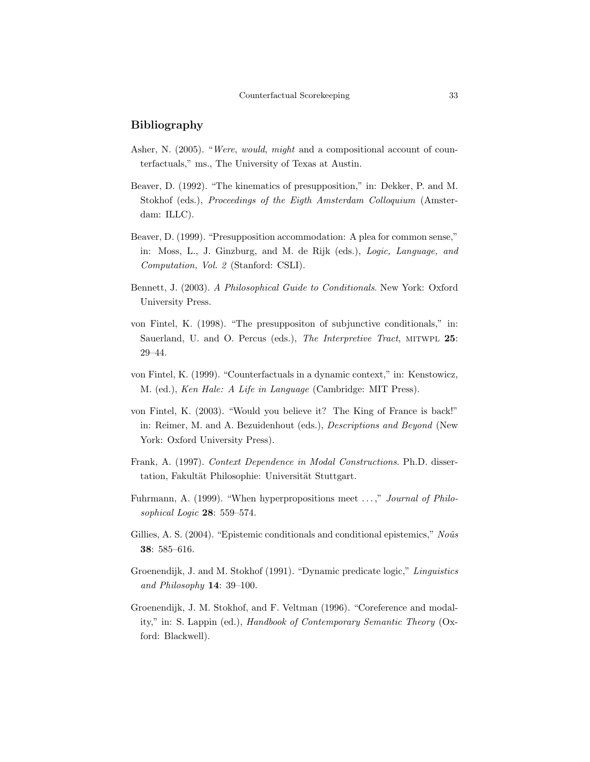## Bibliography

Asher, N. (2005). "*Were*, *would*, *might* and a compositional account of counterfactuals," ms., The University of Texas at Austin.

Beaver, D. (1992). "The kinematics of presupposition," in: Dekker, P. and M. Stokhof (eds.), *Proceedings of the Eigth Amsterdam Colloquium* (Amsterdam: ILLC).

Beaver, D. (1999). "Presupposition accommodation: A plea for common sense," in: Moss, L., J. Ginzburg, and M. de Rijk (eds.), *Logic, Language, and Computation, Vol. 2* (Stanford: CSLI).

Bennett, J. (2003). *A Philosophical Guide to Conditionals*. New York: Oxford University Press.

von Fintel, K. (1998). "The presuppositon of subjunctive conditionals," in: Sauerland, U. and O. Percus (eds.), *The Interpretive Tract*, MITWPL **25**: 29–44.

von Fintel, K. (1999). "Counterfactuals in a dynamic context," in: Kenstowicz, M. (ed.), *Ken Hale: A Life in Language* (Cambridge: MIT Press).

von Fintel, K. (2003). "Would you believe it? The King of France is back!" in: Reimer, M. and A. Bezuidenhout (eds.), *Descriptions and Beyond* (New York: Oxford University Press).

Frank, A. (1997). *Context Dependence in Modal Constructions*. Ph.D. dissertation, Fakultät Philosophie: Universität Stuttgart.

Fuhrmann, A. (1999). "When hyperpropositions meet ...," *Journal of Philosophical Logic* **28**: 559–574.

Gillies, A. S. (2004). "Epistemic conditionals and conditional epistemics," *Noûs* **38**: 585–616.

Groenendijk, J. and M. Stokhof (1991). "Dynamic predicate logic," *Linguistics and Philosophy* **14**: 39–100.

Groenendijk, J. M. Stokhof, and F. Veltman (1996). "Coreference and modality," in: S. Lappin (ed.), *Handbook of Contemporary Semantic Theory* (Oxford: Blackwell).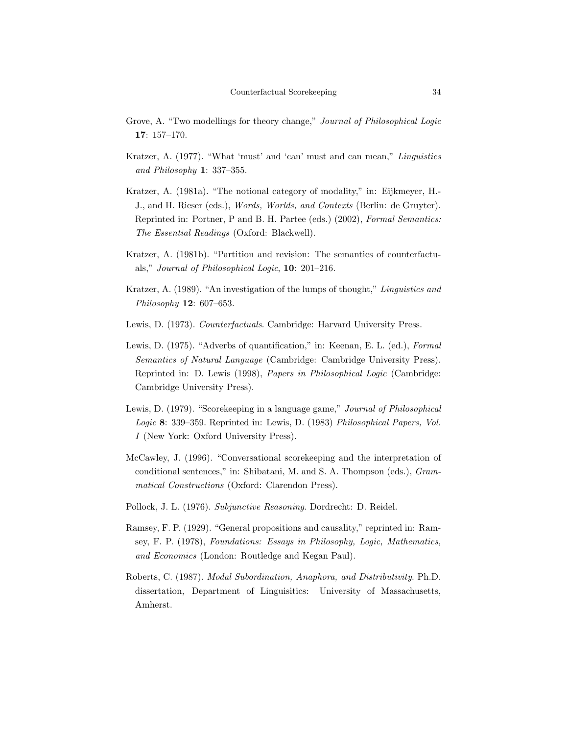Grove, A. "Two modellings for theory change," *Journal of Philosophical Logic* **17**: 157–170.

Kratzer, A. (1977). "What 'must' and 'can' must and can mean," *Linguistics and Philosophy* **1**: 337–355.

Kratzer, A. (1981a). "The notional category of modality," in: Eijkmeyer, H.-J., and H. Rieser (eds.), *Words, Worlds, and Contexts* (Berlin: de Gruyter). Reprinted in: Portner, P and B. H. Partee (eds.) (2002), *Formal Semantics: The Essential Readings* (Oxford: Blackwell).

Kratzer, A. (1981b). "Partition and revision: The semantics of counterfactuals," *Journal of Philosophical Logic*, **10**: 201–216.

Kratzer, A. (1989). "An investigation of the lumps of thought," *Linguistics and Philosophy* **12**: 607–653.

Lewis, D. (1973). *Counterfactuals*. Cambridge: Harvard University Press.

Lewis, D. (1975). "Adverbs of quantification," in: Keenan, E. L. (ed.), *Formal Semantics of Natural Language* (Cambridge: Cambridge University Press). Reprinted in: D. Lewis (1998), *Papers in Philosophical Logic* (Cambridge: Cambridge University Press).

Lewis, D. (1979). "Scorekeeping in a language game," *Journal of Philosophical Logic* **8**: 339–359. Reprinted in: Lewis, D. (1983) *Philosophical Papers, Vol. I* (New York: Oxford University Press).

McCawley, J. (1996). "Conversational scorekeeping and the interpretation of conditional sentences," in: Shibatani, M. and S. A. Thompson (eds.), *Grammatical Constructions* (Oxford: Clarendon Press).

Pollock, J. L. (1976). *Subjunctive Reasoning*. Dordrecht: D. Reidel.

Ramsey, F. P. (1929). "General propositions and causality," reprinted in: Ramsey, F. P. (1978), *Foundations: Essays in Philosophy, Logic, Mathematics, and Economics* (London: Routledge and Kegan Paul).

Roberts, C. (1987). *Modal Subordination, Anaphora, and Distributivity*. Ph.D. dissertation, Department of Linguisitics: University of Massachusetts, Amherst.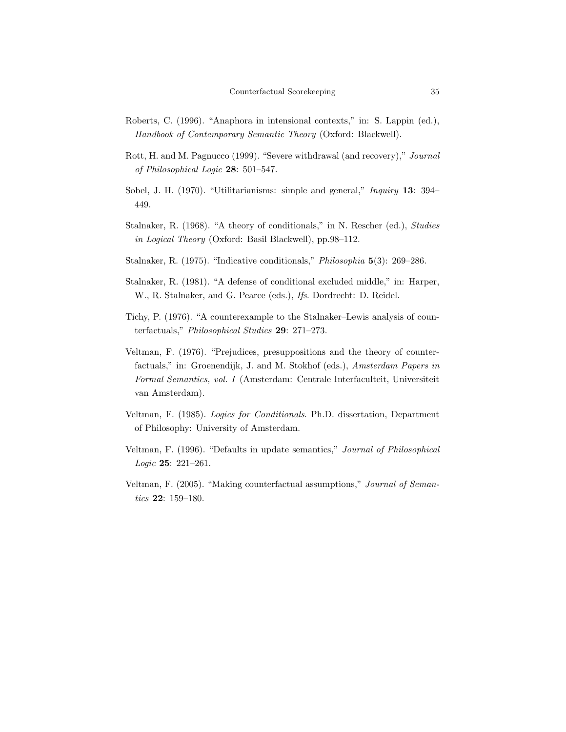Roberts, C. (1996). "Anaphora in intensional contexts," in: S. Lappin (ed.), *Handbook of Contemporary Semantic Theory* (Oxford: Blackwell).

Rott, H. and M. Pagnucco (1999). "Severe withdrawal (and recovery)," *Journal of Philosophical Logic* **28**: 501–547.

Sobel, J. H. (1970). "Utilitarianisms: simple and general," *Inquiry* **13**: 394–449.

Stalnaker, R. (1968). "A theory of conditionals," in N. Rescher (ed.), *Studies in Logical Theory* (Oxford: Basil Blackwell), pp.98–112.

Stalnaker, R. (1975). "Indicative conditionals," *Philosophia* **5**(3): 269–286.

Stalnaker, R. (1981). "A defense of conditional excluded middle," in: Harper, W., R. Stalnaker, and G. Pearce (eds.), *Ifs*. Dordrecht: D. Reidel.

Tichy, P. (1976). "A counterexample to the Stalnaker–Lewis analysis of counterfactuals," *Philosophical Studies* **29**: 271–273.

Veltman, F. (1976). "Prejudices, presuppositions and the theory of counterfactuals," in: Groenendijk, J. and M. Stokhof (eds.), *Amsterdam Papers in Formal Semantics, vol. I* (Amsterdam: Centrale Interfaculteit, Universiteit van Amsterdam).

Veltman, F. (1985). *Logics for Conditionals*. Ph.D. dissertation, Department of Philosophy: University of Amsterdam.

Veltman, F. (1996). "Defaults in update semantics," *Journal of Philosophical Logic* **25**: 221–261.

Veltman, F. (2005). "Making counterfactual assumptions," *Journal of Semantics* **22**: 159–180.